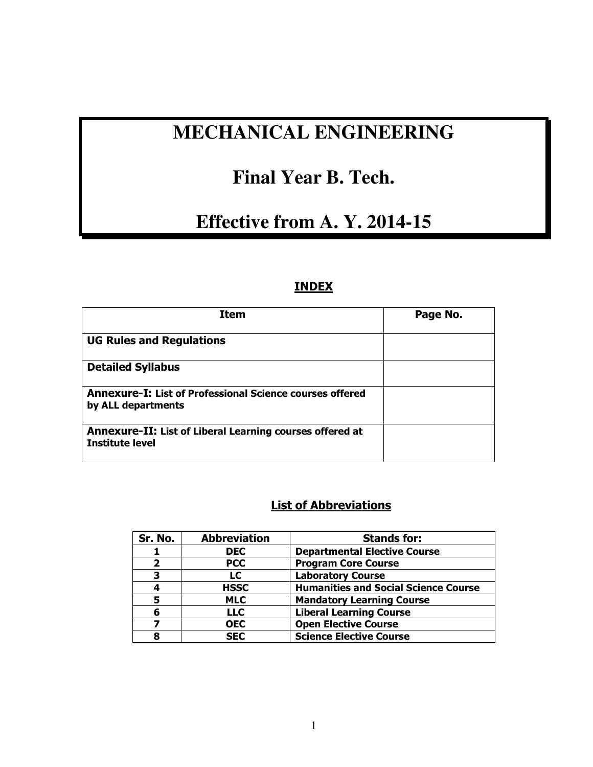# MECHANICAL ENGINEERING

# Final Year B. Tech.

# Effective from A. Y. 2014-15

## INDEX

| Item | Page No. |
|---|---|
| **UG Rules and Regulations** | |
| **Detailed Syllabus** | |
| **Annexure-I: List of Professional Science courses offered by ALL departments** | |
| **Annexure-II: List of Liberal Learning courses offered at Institute level** | |

## List of Abbreviations

| Sr. No. | Abbreviation | Stands for: |
|---|---|---|
| 1 | DEC | Departmental Elective Course |
| 2 | PCC | Program Core Course |
| 3 | LC | Laboratory Course |
| 4 | HSSC | Humanities and Social Science Course |
| 5 | MLC | Mandatory Learning Course |
| 6 | LLC | Liberal Learning Course |
| 7 | OEC | Open Elective Course |
| 8 | SEC | Science Elective Course |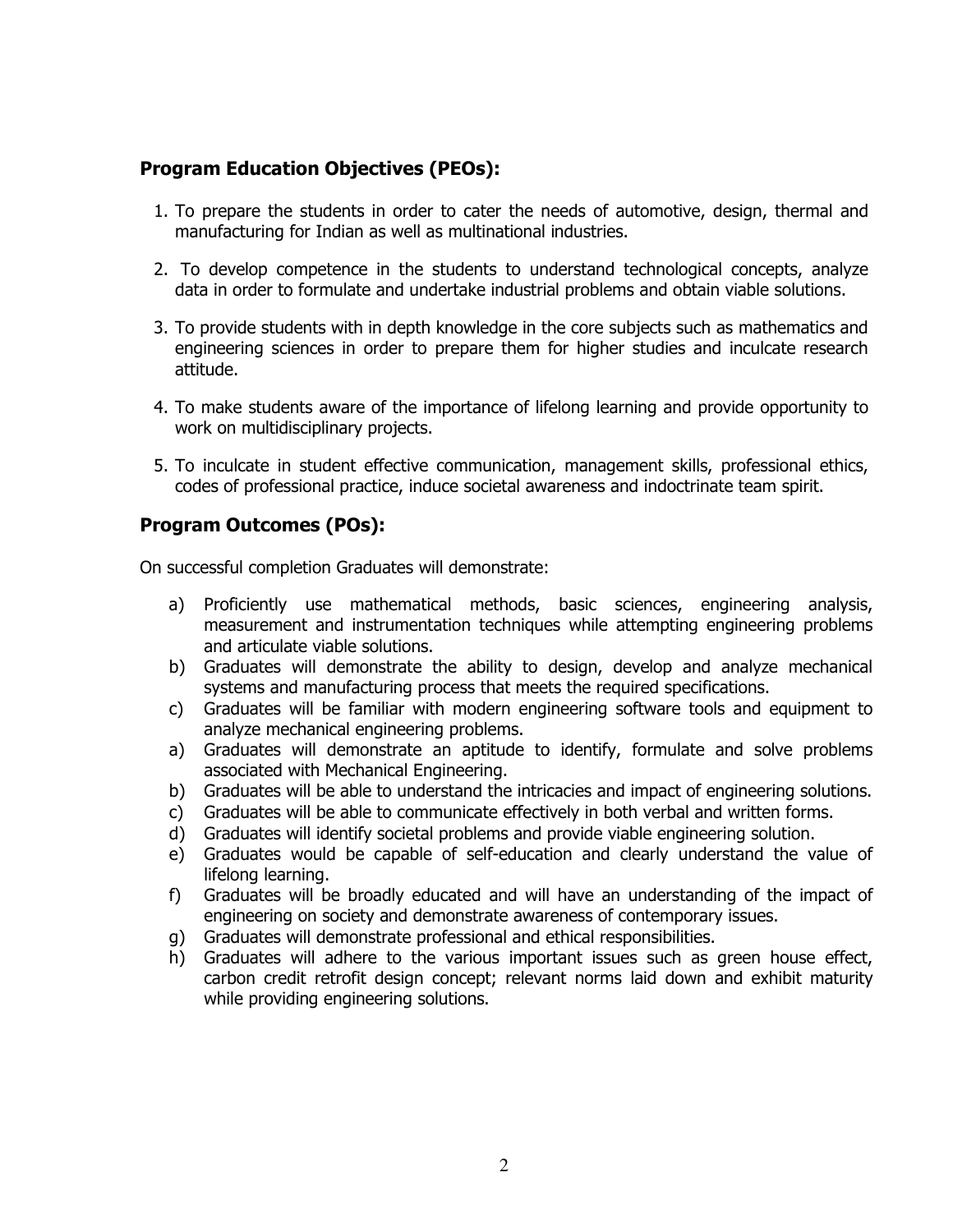## Program Education Objectives (PEOs):

1. To prepare the students in order to cater the needs of automotive, design, thermal and manufacturing for Indian as well as multinational industries.
2. To develop competence in the students to understand technological concepts, analyze data in order to formulate and undertake industrial problems and obtain viable solutions.
3. To provide students with in depth knowledge in the core subjects such as mathematics and engineering sciences in order to prepare them for higher studies and inculcate research attitude.
4. To make students aware of the importance of lifelong learning and provide opportunity to work on multidisciplinary projects.
5. To inculcate in student effective communication, management skills, professional ethics, codes of professional practice, induce societal awareness and indoctrinate team spirit.

## Program Outcomes (POs):

On successful completion Graduates will demonstrate:

a) Proficiently use mathematical methods, basic sciences, engineering analysis, measurement and instrumentation techniques while attempting engineering problems and articulate viable solutions.
b) Graduates will demonstrate the ability to design, develop and analyze mechanical systems and manufacturing process that meets the required specifications.
c) Graduates will be familiar with modern engineering software tools and equipment to analyze mechanical engineering problems.
a) Graduates will demonstrate an aptitude to identify, formulate and solve problems associated with Mechanical Engineering.
b) Graduates will be able to understand the intricacies and impact of engineering solutions.
c) Graduates will be able to communicate effectively in both verbal and written forms.
d) Graduates will identify societal problems and provide viable engineering solution.
e) Graduates would be capable of self-education and clearly understand the value of lifelong learning.
f) Graduates will be broadly educated and will have an understanding of the impact of engineering on society and demonstrate awareness of contemporary issues.
g) Graduates will demonstrate professional and ethical responsibilities.
h) Graduates will adhere to the various important issues such as green house effect, carbon credit retrofit design concept; relevant norms laid down and exhibit maturity while providing engineering solutions.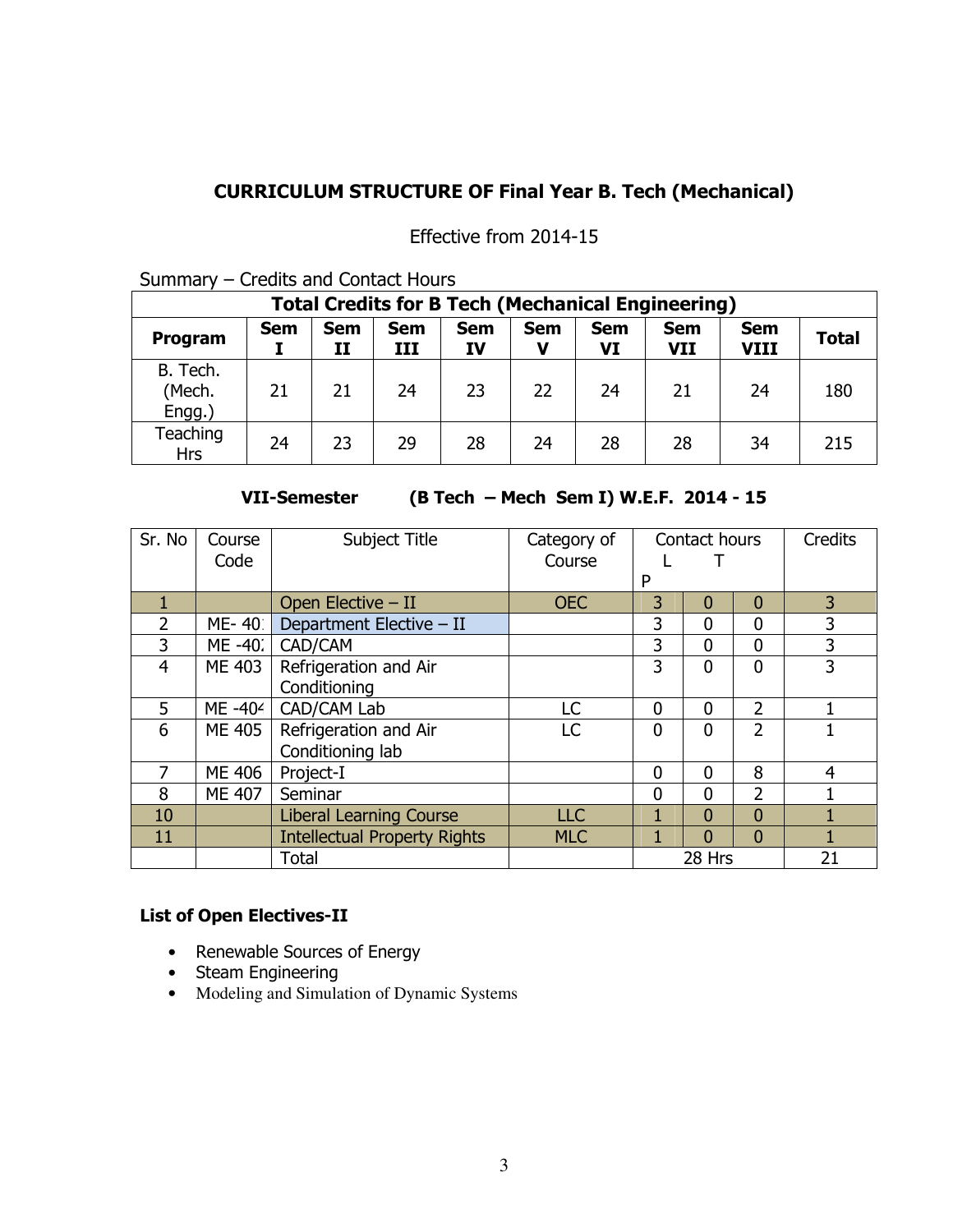## CURRICULUM STRUCTURE OF Final Year B. Tech (Mechanical)

Effective from 2014-15

Summary – Credits and Contact Hours

| Total Credits for B Tech (Mechanical Engineering) | | | | | | | | | |
|---|---|---|---|---|---|---|---|---|---|
| **Program** | **Sem I** | **Sem II** | **Sem III** | **Sem IV** | **Sem V** | **Sem VI** | **Sem VII** | **Sem VIII** | **Total** |
| B. Tech. (Mech. Engg.) | 21 | 21 | 24 | 23 | 22 | 24 | 21 | 24 | 180 |
| Teaching Hrs | 24 | 23 | 29 | 28 | 24 | 28 | 28 | 34 | 215 |

### VII-Semester (B Tech – Mech Sem I) W.E.F. 2014 - 15

| Sr. No | Course Code | Subject Title | Category of Course | Contact hours L | T | P | Credits |
|---|---|---|---|---|---|---|---|
| 1 | | Open Elective – II | OEC | 3 | 0 | 0 | 3 |
| 2 | ME- 401 | Department Elective – II | | 3 | 0 | 0 | 3 |
| 3 | ME -402 | CAD/CAM | | 3 | 0 | 0 | 3 |
| 4 | ME 403 | Refrigeration and Air Conditioning | | 3 | 0 | 0 | 3 |
| 5 | ME -404 | CAD/CAM Lab | LC | 0 | 0 | 2 | 1 |
| 6 | ME 405 | Refrigeration and Air Conditioning lab | LC | 0 | 0 | 2 | 1 |
| 7 | ME 406 | Project-I | | 0 | 0 | 8 | 4 |
| 8 | ME 407 | Seminar | | 0 | 0 | 2 | 1 |
| 10 | | Liberal Learning Course | LLC | 1 | 0 | 0 | 1 |
| 11 | | Intellectual Property Rights | MLC | 1 | 0 | 0 | 1 |
| | | Total | | 28 Hrs | | | 21 |

#### List of Open Electives-II

- Renewable Sources of Energy
- Steam Engineering
- Modeling and Simulation of Dynamic Systems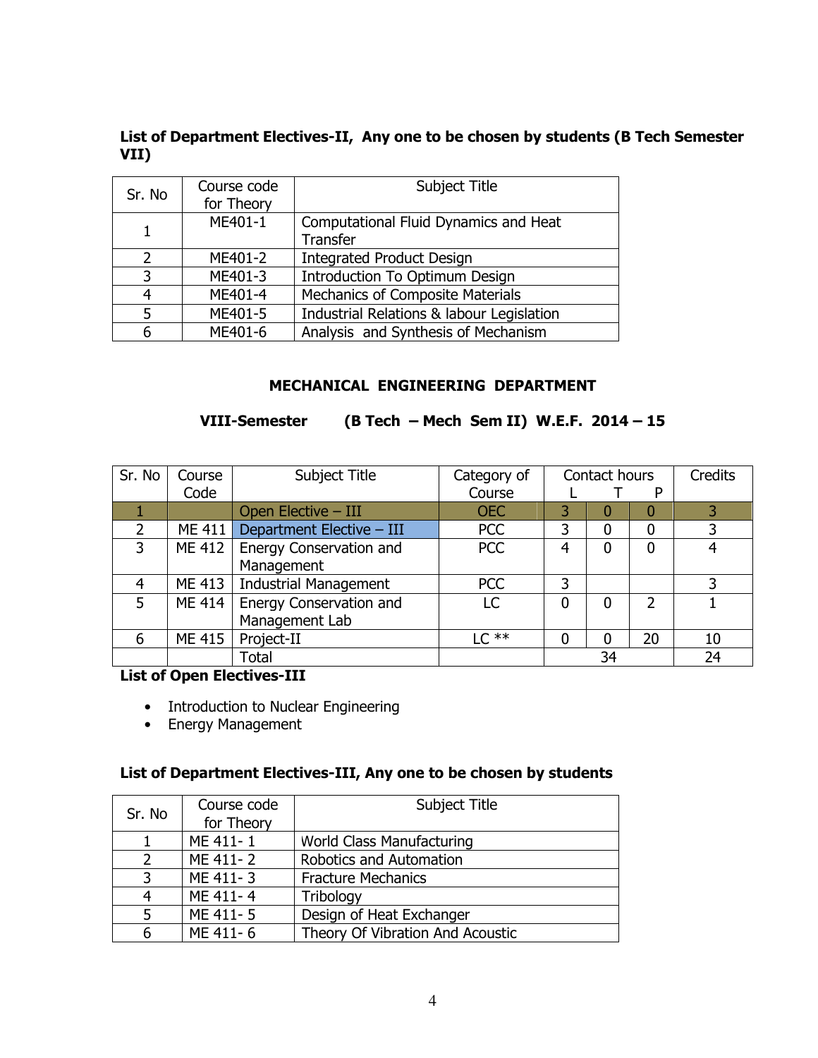**List of Department Electives-II, Any one to be chosen by students (B Tech Semester VII)**

| Sr. No | Course code for Theory | Subject Title |
|---|---|---|
| 1 | ME401-1 | Computational Fluid Dynamics and Heat Transfer |
| 2 | ME401-2 | Integrated Product Design |
| 3 | ME401-3 | Introduction To Optimum Design |
| 4 | ME401-4 | Mechanics of Composite Materials |
| 5 | ME401-5 | Industrial Relations & labour Legislation |
| 6 | ME401-6 | Analysis and Synthesis of Mechanism |

## MECHANICAL ENGINEERING DEPARTMENT

### VIII-Semester (B Tech – Mech Sem II) W.E.F. 2014 – 15

| Sr. No | Course Code | Subject Title | Category of Course | Contact hours | | | Credits |
|---|---|---|---|---|---|---|---|
| | | | | L | T | P | |
| 1 | | Open Elective – III | OEC | 3 | 0 | 0 | 3 |
| 2 | ME 411 | Department Elective – III | PCC | 3 | 0 | 0 | 3 |
| 3 | ME 412 | Energy Conservation and Management | PCC | 4 | 0 | 0 | 4 |
| 4 | ME 413 | Industrial Management | PCC | 3 | | | 3 |
| 5 | ME 414 | Energy Conservation and Management Lab | LC | 0 | 0 | 2 | 1 |
| 6 | ME 415 | Project-II | LC ** | 0 | 0 | 20 | 10 |
| | | Total | | 34 | | | 24 |

**List of Open Electives-III**

- Introduction to Nuclear Engineering
- Energy Management

**List of Department Electives-III, Any one to be chosen by students**

| Sr. No | Course code for Theory | Subject Title |
|---|---|---|
| 1 | ME 411- 1 | World Class Manufacturing |
| 2 | ME 411- 2 | Robotics and Automation |
| 3 | ME 411- 3 | Fracture Mechanics |
| 4 | ME 411- 4 | Tribology |
| 5 | ME 411- 5 | Design of Heat Exchanger |
| 6 | ME 411- 6 | Theory Of Vibration And Acoustic |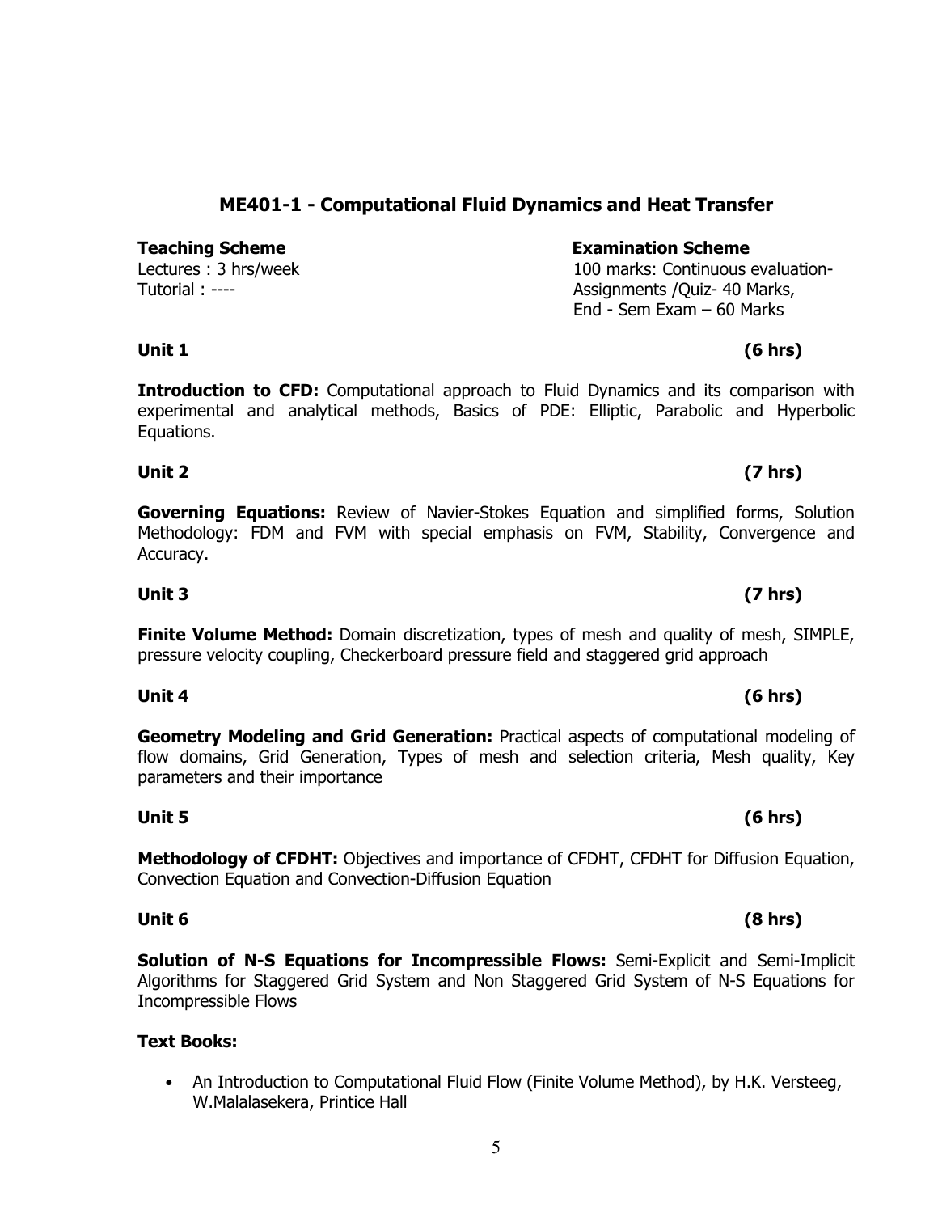## ME401-1 - Computational Fluid Dynamics and Heat Transfer

| **Teaching Scheme** | **Examination Scheme** |
|---|---|
| Lectures : 3 hrs/week | 100 marks: Continuous evaluation-Assignments /Quiz- 40 Marks, |
| Tutorial : ---- | End - Sem Exam – 60 Marks |

### Unit 1 (6 hrs)

**Introduction to CFD:** Computational approach to Fluid Dynamics and its comparison with experimental and analytical methods, Basics of PDE: Elliptic, Parabolic and Hyperbolic Equations.

### Unit 2 (7 hrs)

**Governing Equations:** Review of Navier-Stokes Equation and simplified forms, Solution Methodology: FDM and FVM with special emphasis on FVM, Stability, Convergence and Accuracy.

### Unit 3 (7 hrs)

**Finite Volume Method:** Domain discretization, types of mesh and quality of mesh, SIMPLE, pressure velocity coupling, Checkerboard pressure field and staggered grid approach

### Unit 4 (6 hrs)

**Geometry Modeling and Grid Generation:** Practical aspects of computational modeling of flow domains, Grid Generation, Types of mesh and selection criteria, Mesh quality, Key parameters and their importance

### Unit 5 (6 hrs)

**Methodology of CFDHT:** Objectives and importance of CFDHT, CFDHT for Diffusion Equation, Convection Equation and Convection-Diffusion Equation

### Unit 6 (8 hrs)

**Solution of N-S Equations for Incompressible Flows:** Semi-Explicit and Semi-Implicit Algorithms for Staggered Grid System and Non Staggered Grid System of N-S Equations for Incompressible Flows

### Text Books:

- An Introduction to Computational Fluid Flow (Finite Volume Method), by H.K. Versteeg, W.Malalasekera, Printice Hall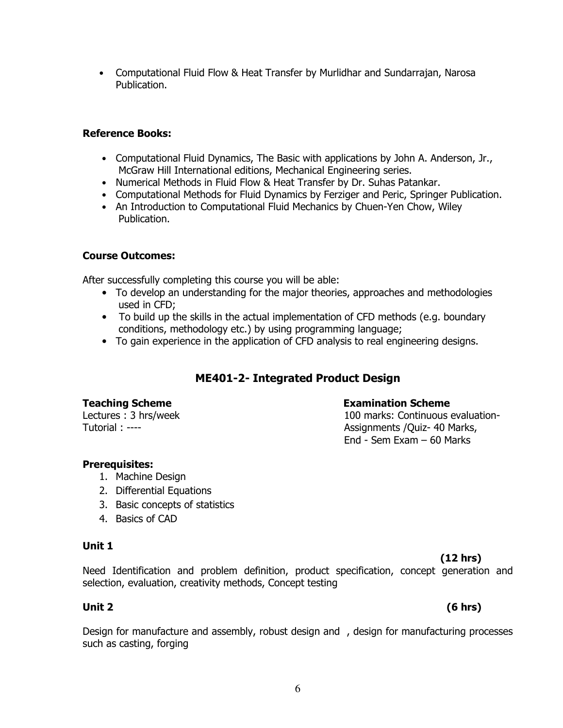- Computational Fluid Flow & Heat Transfer by Murlidhar and Sundarrajan, Narosa Publication.

**Reference Books:**

- Computational Fluid Dynamics, The Basic with applications by John A. Anderson, Jr., McGraw Hill International editions, Mechanical Engineering series.
- Numerical Methods in Fluid Flow & Heat Transfer by Dr. Suhas Patankar.
- Computational Methods for Fluid Dynamics by Ferziger and Peric, Springer Publication.
- An Introduction to Computational Fluid Mechanics by Chuen-Yen Chow, Wiley Publication.

**Course Outcomes:**

After successfully completing this course you will be able:

- To develop an understanding for the major theories, approaches and methodologies used in CFD;
- To build up the skills in the actual implementation of CFD methods (e.g. boundary conditions, methodology etc.) by using programming language;
- To gain experience in the application of CFD analysis to real engineering designs.

## ME401-2- Integrated Product Design

**Teaching Scheme**
Lectures : 3 hrs/week
Tutorial : ----

**Examination Scheme**
100 marks: Continuous evaluation- Assignments /Quiz- 40 Marks,
End - Sem Exam – 60 Marks

**Prerequisites:**

1. Machine Design
2. Differential Equations
3. Basic concepts of statistics
4. Basics of CAD

**Unit 1** **(12 hrs)**

Need Identification and problem definition, product specification, concept generation and selection, evaluation, creativity methods, Concept testing

**Unit 2** **(6 hrs)**

Design for manufacture and assembly, robust design and , design for manufacturing processes such as casting, forging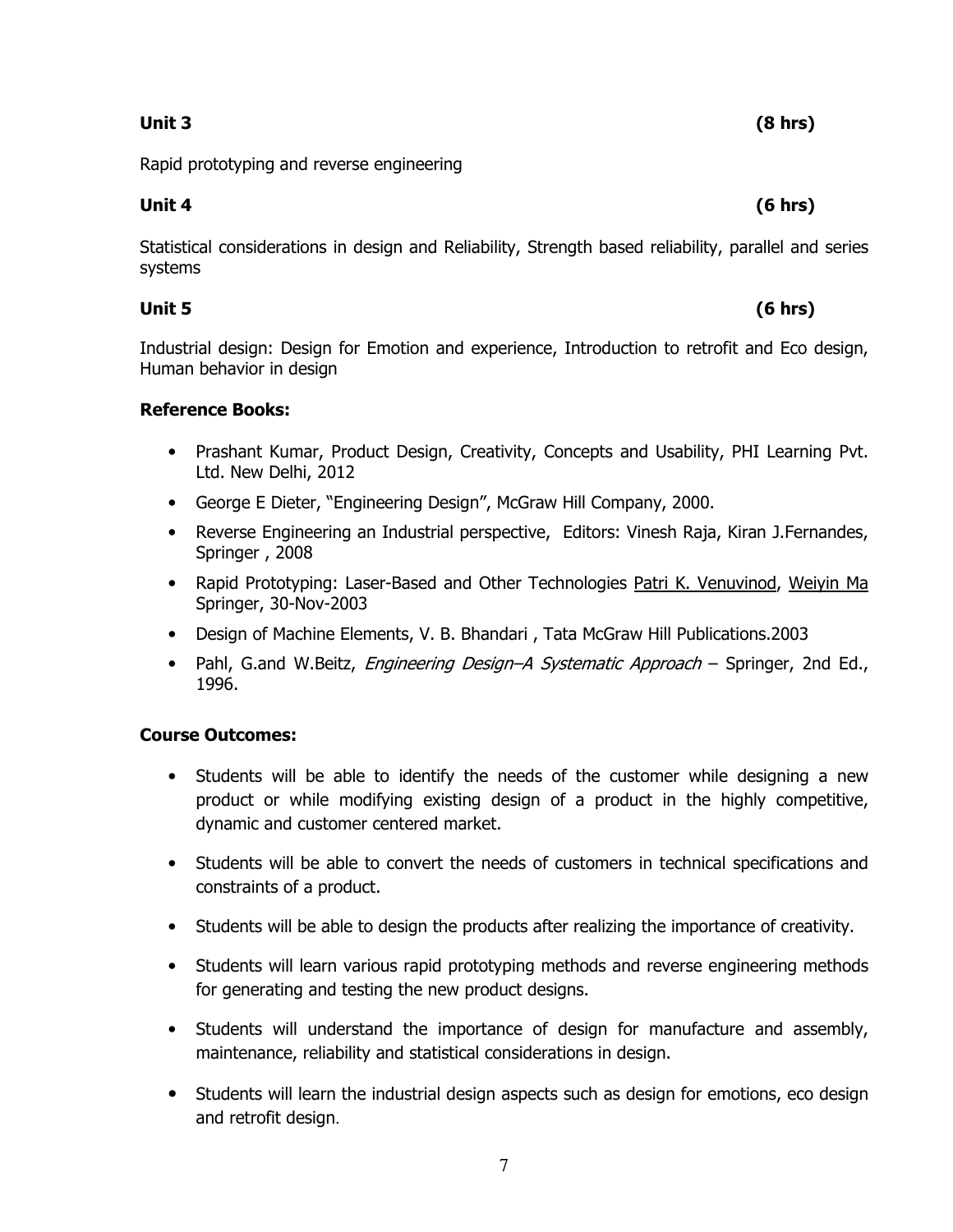**Unit 3 (8 hrs)**

Rapid prototyping and reverse engineering

**Unit 4 (6 hrs)**

Statistical considerations in design and Reliability, Strength based reliability, parallel and series systems

**Unit 5 (6 hrs)**

Industrial design: Design for Emotion and experience, Introduction to retrofit and Eco design, Human behavior in design

**Reference Books:**

- Prashant Kumar, Product Design, Creativity, Concepts and Usability, PHI Learning Pvt. Ltd. New Delhi, 2012
- George E Dieter, "Engineering Design", McGraw Hill Company, 2000.
- Reverse Engineering an Industrial perspective, Editors: Vinesh Raja, Kiran J.Fernandes, Springer , 2008
- Rapid Prototyping: Laser-Based and Other Technologies Patri K. Venuvinod, Weiyin Ma Springer, 30-Nov-2003
- Design of Machine Elements, V. B. Bhandari , Tata McGraw Hill Publications.2003
- Pahl, G.and W.Beitz, *Engineering Design–A Systematic Approach* – Springer, 2nd Ed., 1996.

**Course Outcomes:**

- Students will be able to identify the needs of the customer while designing a new product or while modifying existing design of a product in the highly competitive, dynamic and customer centered market.
- Students will be able to convert the needs of customers in technical specifications and constraints of a product.
- Students will be able to design the products after realizing the importance of creativity.
- Students will learn various rapid prototyping methods and reverse engineering methods for generating and testing the new product designs.
- Students will understand the importance of design for manufacture and assembly, maintenance, reliability and statistical considerations in design.
- Students will learn the industrial design aspects such as design for emotions, eco design and retrofit design.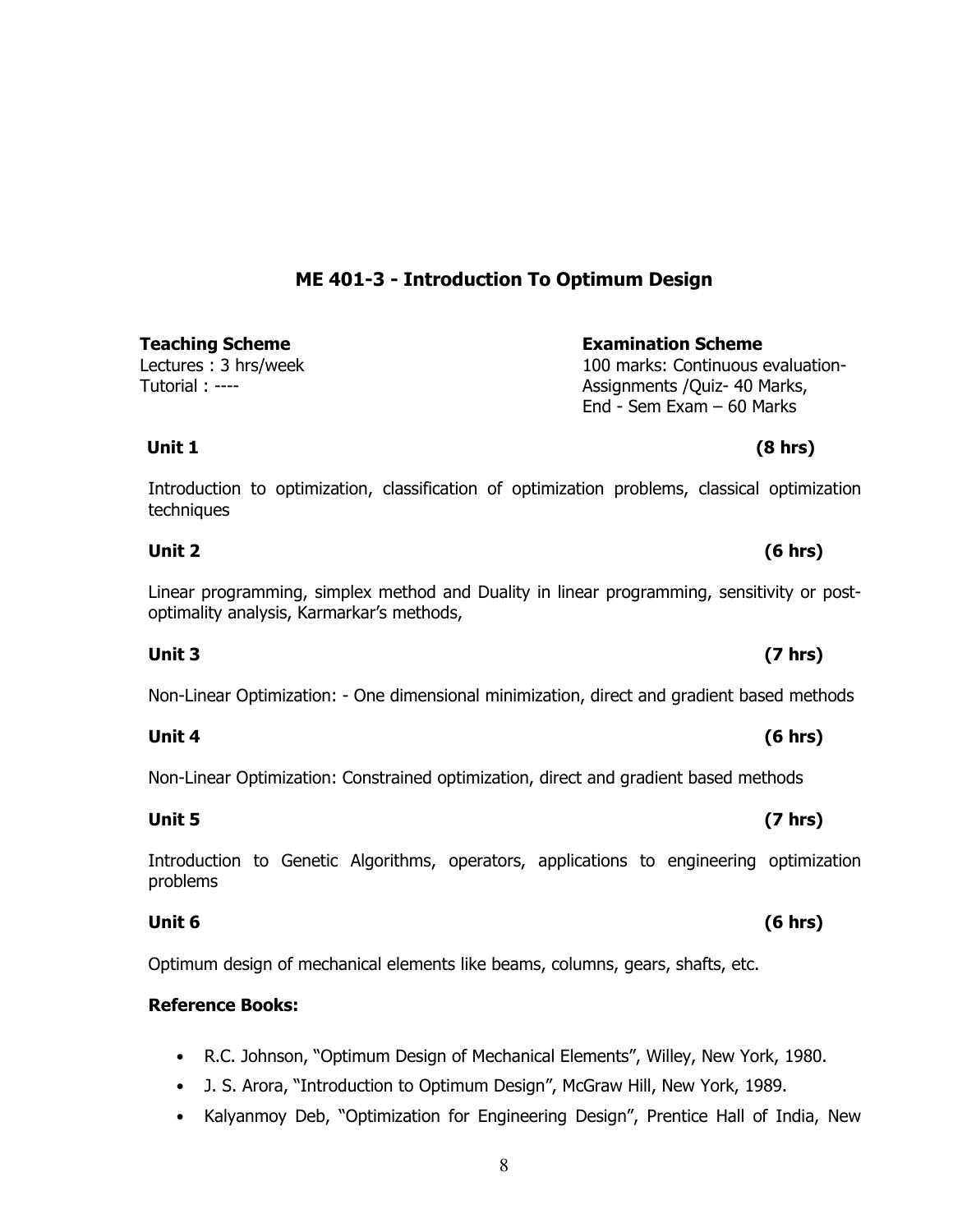## ME 401-3 - Introduction To Optimum Design

**Teaching Scheme**
Lectures : 3 hrs/week
Tutorial : ----

**Examination Scheme**
100 marks: Continuous evaluation- Assignments /Quiz- 40 Marks,
End - Sem Exam – 60 Marks

**Unit 1** **(8 hrs)**

Introduction to optimization, classification of optimization problems, classical optimization techniques

**Unit 2** **(6 hrs)**

Linear programming, simplex method and Duality in linear programming, sensitivity or post-optimality analysis, Karmarkar's methods,

**Unit 3** **(7 hrs)**

Non-Linear Optimization: - One dimensional minimization, direct and gradient based methods

**Unit 4** **(6 hrs)**

Non-Linear Optimization: Constrained optimization, direct and gradient based methods

**Unit 5** **(7 hrs)**

Introduction to Genetic Algorithms, operators, applications to engineering optimization problems

**Unit 6** **(6 hrs)**

Optimum design of mechanical elements like beams, columns, gears, shafts, etc.

**Reference Books:**

- R.C. Johnson, "Optimum Design of Mechanical Elements", Willey, New York, 1980.
- J. S. Arora, "Introduction to Optimum Design", McGraw Hill, New York, 1989.
- Kalyanmoy Deb, "Optimization for Engineering Design", Prentice Hall of India, New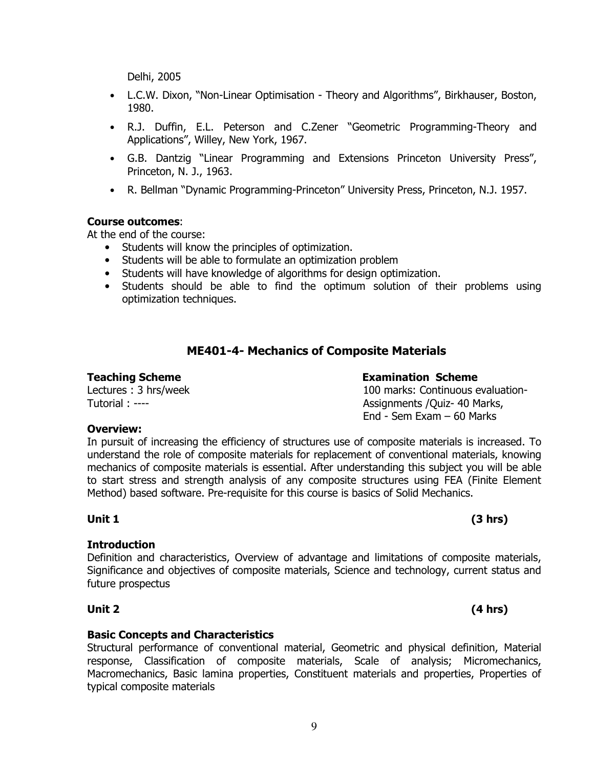Delhi, 2005

- L.C.W. Dixon, "Non-Linear Optimisation - Theory and Algorithms", Birkhauser, Boston, 1980.
- R.J. Duffin, E.L. Peterson and C.Zener "Geometric Programming-Theory and Applications", Willey, New York, 1967.
- G.B. Dantzig "Linear Programming and Extensions Princeton University Press", Princeton, N. J., 1963.
- R. Bellman "Dynamic Programming-Princeton" University Press, Princeton, N.J. 1957.

**Course outcomes**:

At the end of the course:

- Students will know the principles of optimization.
- Students will be able to formulate an optimization problem
- Students will have knowledge of algorithms for design optimization.
- Students should be able to find the optimum solution of their problems using optimization techniques.

## ME401-4- Mechanics of Composite Materials

**Teaching Scheme**

Lectures : 3 hrs/week

Tutorial : ----

**Examination Scheme**

100 marks: Continuous evaluation-Assignments /Quiz- 40 Marks,

End - Sem Exam – 60 Marks

**Overview:**

In pursuit of increasing the efficiency of structures use of composite materials is increased. To understand the role of composite materials for replacement of conventional materials, knowing mechanics of composite materials is essential. After understanding this subject you will be able to start stress and strength analysis of any composite structures using FEA (Finite Element Method) based software. Pre-requisite for this course is basics of Solid Mechanics.

**Unit 1 (3 hrs)**

**Introduction**

Definition and characteristics, Overview of advantage and limitations of composite materials, Significance and objectives of composite materials, Science and technology, current status and future prospectus

**Unit 2 (4 hrs)**

**Basic Concepts and Characteristics**

Structural performance of conventional material, Geometric and physical definition, Material response, Classification of composite materials, Scale of analysis; Micromechanics, Macromechanics, Basic lamina properties, Constituent materials and properties, Properties of typical composite materials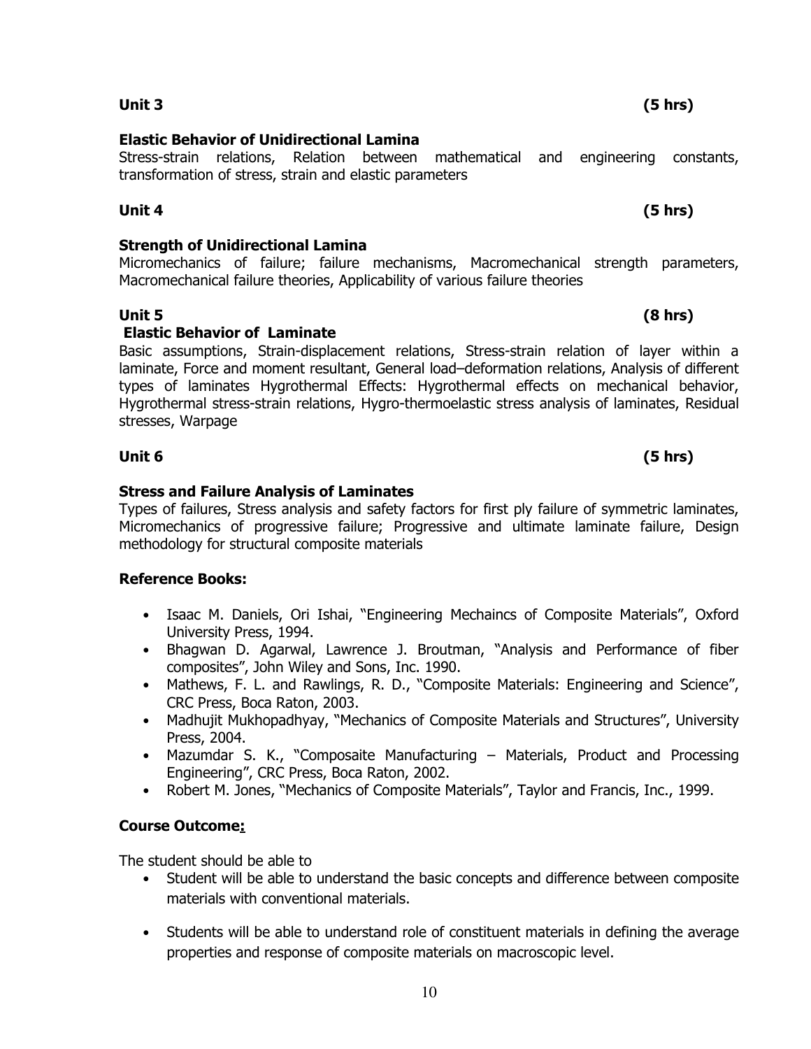**Unit 3 (5 hrs)**

**Elastic Behavior of Unidirectional Lamina**

Stress-strain relations, Relation between mathematical and engineering constants, transformation of stress, strain and elastic parameters

**Unit 4 (5 hrs)**

**Strength of Unidirectional Lamina**

Micromechanics of failure; failure mechanisms, Macromechanical strength parameters, Macromechanical failure theories, Applicability of various failure theories

**Unit 5 (8 hrs)**

**Elastic Behavior of Laminate**

Basic assumptions, Strain-displacement relations, Stress-strain relation of layer within a laminate, Force and moment resultant, General load–deformation relations, Analysis of different types of laminates Hygrothermal Effects: Hygrothermal effects on mechanical behavior, Hygrothermal stress-strain relations, Hygro-thermoelastic stress analysis of laminates, Residual stresses, Warpage

**Unit 6 (5 hrs)**

**Stress and Failure Analysis of Laminates**

Types of failures, Stress analysis and safety factors for first ply failure of symmetric laminates, Micromechanics of progressive failure; Progressive and ultimate laminate failure, Design methodology for structural composite materials

**Reference Books:**

- Isaac M. Daniels, Ori Ishai, "Engineering Mechaincs of Composite Materials", Oxford University Press, 1994.
- Bhagwan D. Agarwal, Lawrence J. Broutman, "Analysis and Performance of fiber composites", John Wiley and Sons, Inc. 1990.
- Mathews, F. L. and Rawlings, R. D., "Composite Materials: Engineering and Science", CRC Press, Boca Raton, 2003.
- Madhujit Mukhopadhyay, "Mechanics of Composite Materials and Structures", University Press, 2004.
- Mazumdar S. K., "Composaite Manufacturing – Materials, Product and Processing Engineering", CRC Press, Boca Raton, 2002.
- Robert M. Jones, "Mechanics of Composite Materials", Taylor and Francis, Inc., 1999.

**Course Outcome:**

The student should be able to

- Student will be able to understand the basic concepts and difference between composite materials with conventional materials.
- Students will be able to understand role of constituent materials in defining the average properties and response of composite materials on macroscopic level.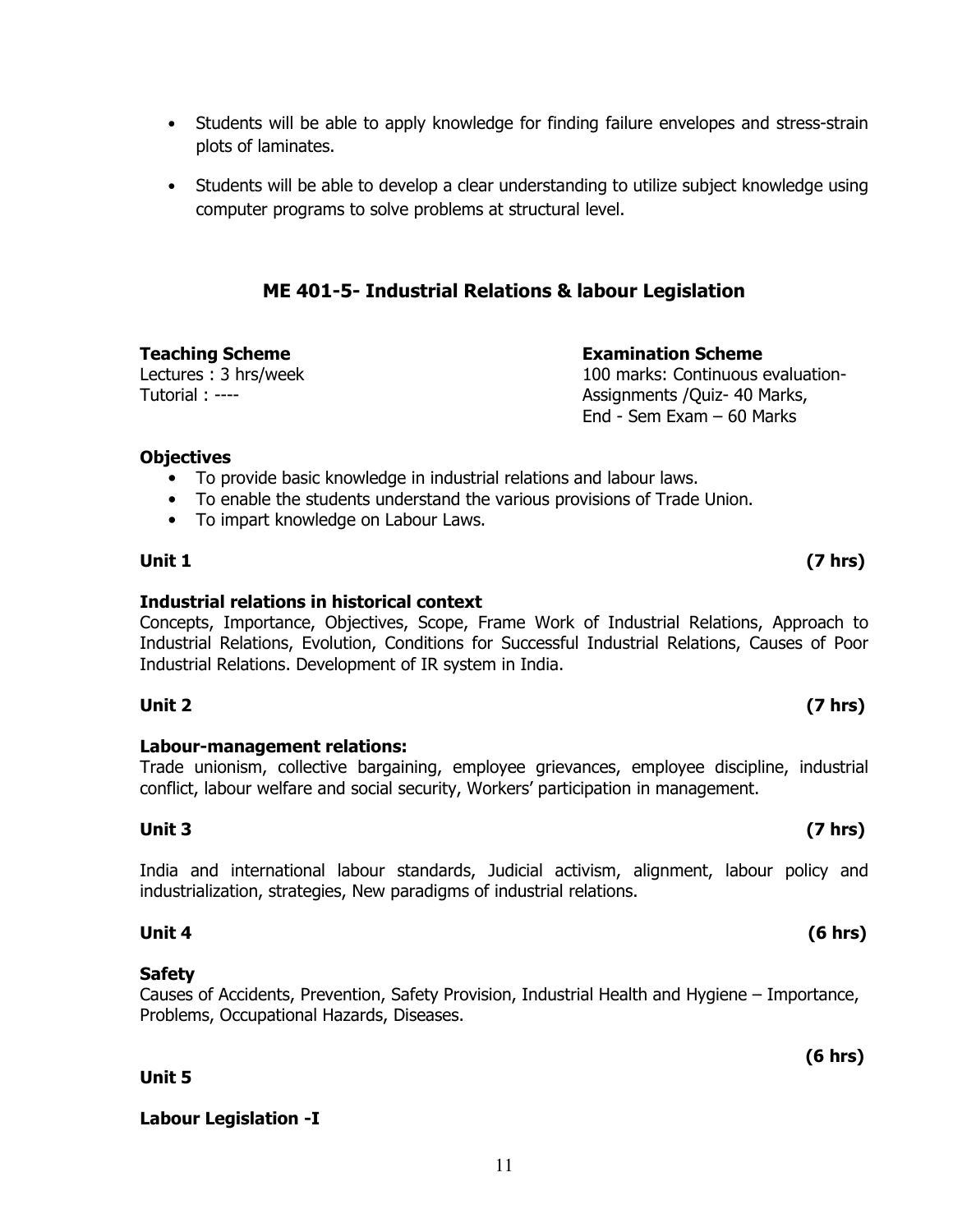- Students will be able to apply knowledge for finding failure envelopes and stress-strain plots of laminates.
- Students will be able to develop a clear understanding to utilize subject knowledge using computer programs to solve problems at structural level.

## ME 401-5- Industrial Relations & labour Legislation

**Teaching Scheme**
Lectures : 3 hrs/week
Tutorial : ----

**Examination Scheme**
100 marks: Continuous evaluation-
Assignments /Quiz- 40 Marks,
End - Sem Exam – 60 Marks

**Objectives**

- To provide basic knowledge in industrial relations and labour laws.
- To enable the students understand the various provisions of Trade Union.
- To impart knowledge on Labour Laws.

**Unit 1 (7 hrs)**

**Industrial relations in historical context**

Concepts, Importance, Objectives, Scope, Frame Work of Industrial Relations, Approach to Industrial Relations, Evolution, Conditions for Successful Industrial Relations, Causes of Poor Industrial Relations. Development of IR system in India.

**Unit 2 (7 hrs)**

**Labour-management relations:**

Trade unionism, collective bargaining, employee grievances, employee discipline, industrial conflict, labour welfare and social security, Workers' participation in management.

**Unit 3 (7 hrs)**

India and international labour standards, Judicial activism, alignment, labour policy and industrialization, strategies, New paradigms of industrial relations.

**Unit 4 (6 hrs)**

**Safety**

Causes of Accidents, Prevention, Safety Provision, Industrial Health and Hygiene – Importance, Problems, Occupational Hazards, Diseases.

**Unit 5 (6 hrs)**

**Labour Legislation -I**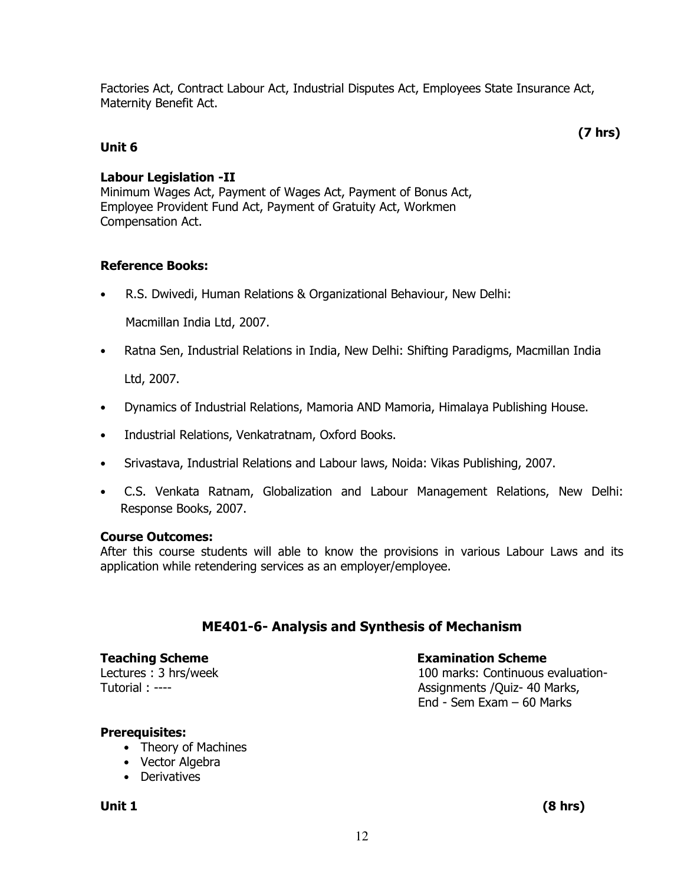Factories Act, Contract Labour Act, Industrial Disputes Act, Employees State Insurance Act, Maternity Benefit Act.

**(7 hrs)**

**Unit 6**

**Labour Legislation -II**
Minimum Wages Act, Payment of Wages Act, Payment of Bonus Act, Employee Provident Fund Act, Payment of Gratuity Act, Workmen Compensation Act.

**Reference Books:**

- R.S. Dwivedi, Human Relations & Organizational Behaviour, New Delhi: Macmillan India Ltd, 2007.
- Ratna Sen, Industrial Relations in India, New Delhi: Shifting Paradigms, Macmillan India Ltd, 2007.
- Dynamics of Industrial Relations, Mamoria AND Mamoria, Himalaya Publishing House.
- Industrial Relations, Venkatratnam, Oxford Books.
- Srivastava, Industrial Relations and Labour laws, Noida: Vikas Publishing, 2007.
- C.S. Venkata Ratnam, Globalization and Labour Management Relations, New Delhi: Response Books, 2007.

**Course Outcomes:**
After this course students will able to know the provisions in various Labour Laws and its application while retendering services as an employer/employee.

## ME401-6- Analysis and Synthesis of Mechanism

**Teaching Scheme**
Lectures : 3 hrs/week
Tutorial : ----

**Examination Scheme**
100 marks: Continuous evaluation- Assignments /Quiz- 40 Marks,
End - Sem Exam – 60 Marks

**Prerequisites:**
- Theory of Machines
- Vector Algebra
- Derivatives

**Unit 1** **(8 hrs)**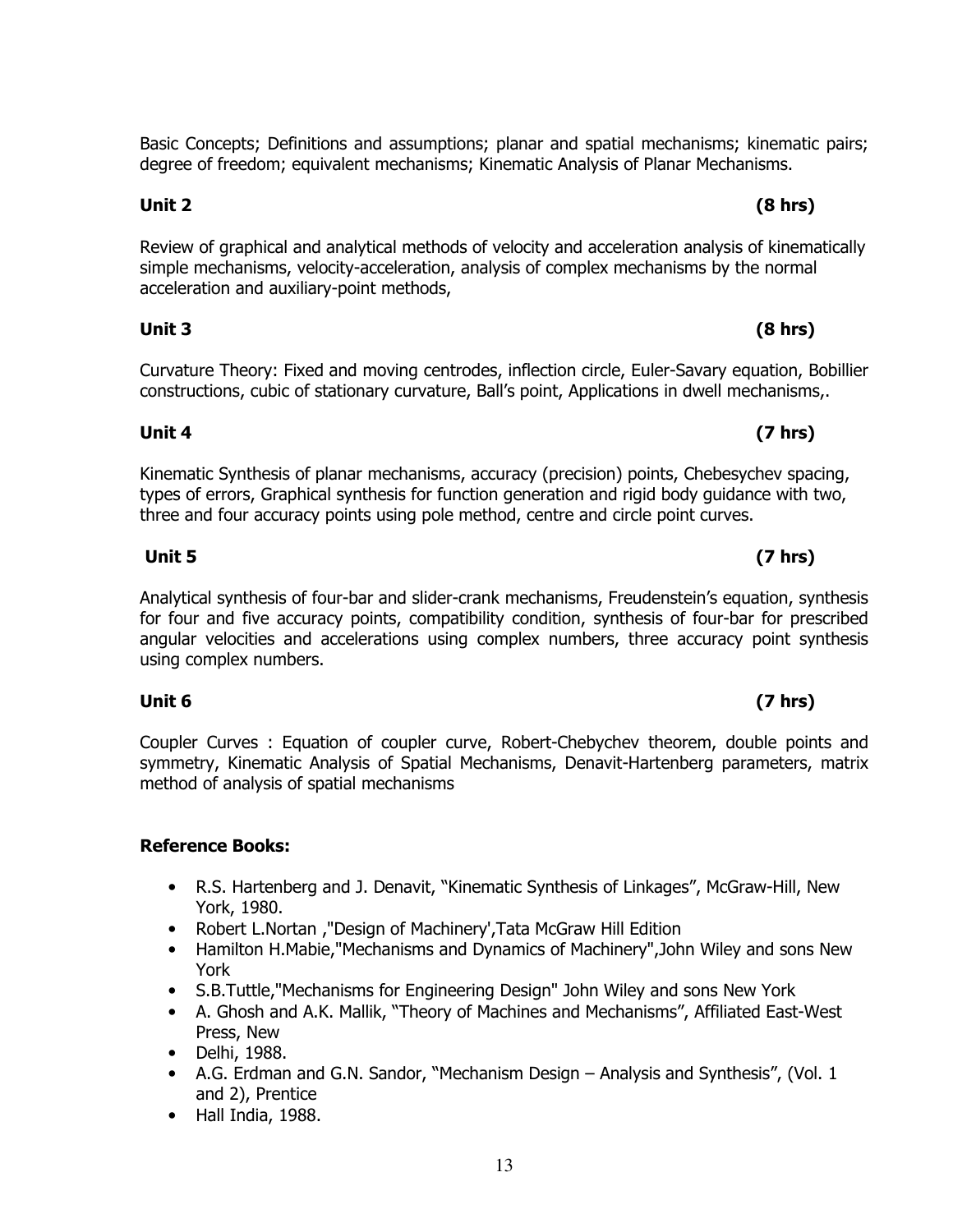Basic Concepts; Definitions and assumptions; planar and spatial mechanisms; kinematic pairs; degree of freedom; equivalent mechanisms; Kinematic Analysis of Planar Mechanisms.

**Unit 2** **(8 hrs)**

Review of graphical and analytical methods of velocity and acceleration analysis of kinematically simple mechanisms, velocity-acceleration, analysis of complex mechanisms by the normal acceleration and auxiliary-point methods,

**Unit 3** **(8 hrs)**

Curvature Theory: Fixed and moving centrodes, inflection circle, Euler-Savary equation, Bobillier constructions, cubic of stationary curvature, Ball's point, Applications in dwell mechanisms,.

**Unit 4** **(7 hrs)**

Kinematic Synthesis of planar mechanisms, accuracy (precision) points, Chebesychev spacing, types of errors, Graphical synthesis for function generation and rigid body guidance with two, three and four accuracy points using pole method, centre and circle point curves.

**Unit 5** **(7 hrs)**

Analytical synthesis of four-bar and slider-crank mechanisms, Freudenstein's equation, synthesis for four and five accuracy points, compatibility condition, synthesis of four-bar for prescribed angular velocities and accelerations using complex numbers, three accuracy point synthesis using complex numbers.

**Unit 6** **(7 hrs)**

Coupler Curves : Equation of coupler curve, Robert-Chebychev theorem, double points and symmetry, Kinematic Analysis of Spatial Mechanisms, Denavit-Hartenberg parameters, matrix method of analysis of spatial mechanisms

**Reference Books:**

- R.S. Hartenberg and J. Denavit, "Kinematic Synthesis of Linkages", McGraw-Hill, New York, 1980.
- Robert L.Nortan ,"Design of Machinery',Tata McGraw Hill Edition
- Hamilton H.Mabie,"Mechanisms and Dynamics of Machinery",John Wiley and sons New York
- S.B.Tuttle,"Mechanisms for Engineering Design" John Wiley and sons New York
- A. Ghosh and A.K. Mallik, "Theory of Machines and Mechanisms", Affiliated East-West Press, New
- Delhi, 1988.
- A.G. Erdman and G.N. Sandor, "Mechanism Design – Analysis and Synthesis", (Vol. 1 and 2), Prentice
- Hall India, 1988.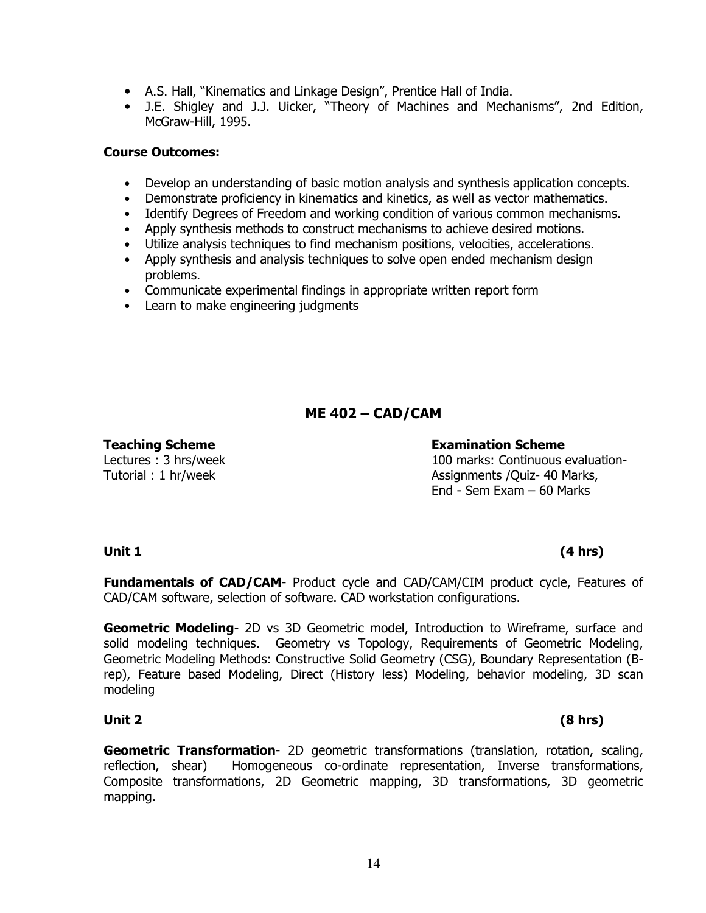- A.S. Hall, "Kinematics and Linkage Design", Prentice Hall of India.
- J.E. Shigley and J.J. Uicker, "Theory of Machines and Mechanisms", 2nd Edition, McGraw-Hill, 1995.

**Course Outcomes:**

- Develop an understanding of basic motion analysis and synthesis application concepts.
- Demonstrate proficiency in kinematics and kinetics, as well as vector mathematics.
- Identify Degrees of Freedom and working condition of various common mechanisms.
- Apply synthesis methods to construct mechanisms to achieve desired motions.
- Utilize analysis techniques to find mechanism positions, velocities, accelerations.
- Apply synthesis and analysis techniques to solve open ended mechanism design problems.
- Communicate experimental findings in appropriate written report form
- Learn to make engineering judgments

## ME 402 – CAD/CAM

**Teaching Scheme**
Lectures : 3 hrs/week
Tutorial : 1 hr/week

**Examination Scheme**
100 marks: Continuous evaluation-
Assignments /Quiz- 40 Marks,
End - Sem Exam – 60 Marks

**Unit 1 (4 hrs)**

**Fundamentals of CAD/CAM**- Product cycle and CAD/CAM/CIM product cycle, Features of CAD/CAM software, selection of software. CAD workstation configurations.

**Geometric Modeling**- 2D vs 3D Geometric model, Introduction to Wireframe, surface and solid modeling techniques. Geometry vs Topology, Requirements of Geometric Modeling, Geometric Modeling Methods: Constructive Solid Geometry (CSG), Boundary Representation (B-rep), Feature based Modeling, Direct (History less) Modeling, behavior modeling, 3D scan modeling

**Unit 2 (8 hrs)**

**Geometric Transformation**- 2D geometric transformations (translation, rotation, scaling, reflection, shear) Homogeneous co-ordinate representation, Inverse transformations, Composite transformations, 2D Geometric mapping, 3D transformations, 3D geometric mapping.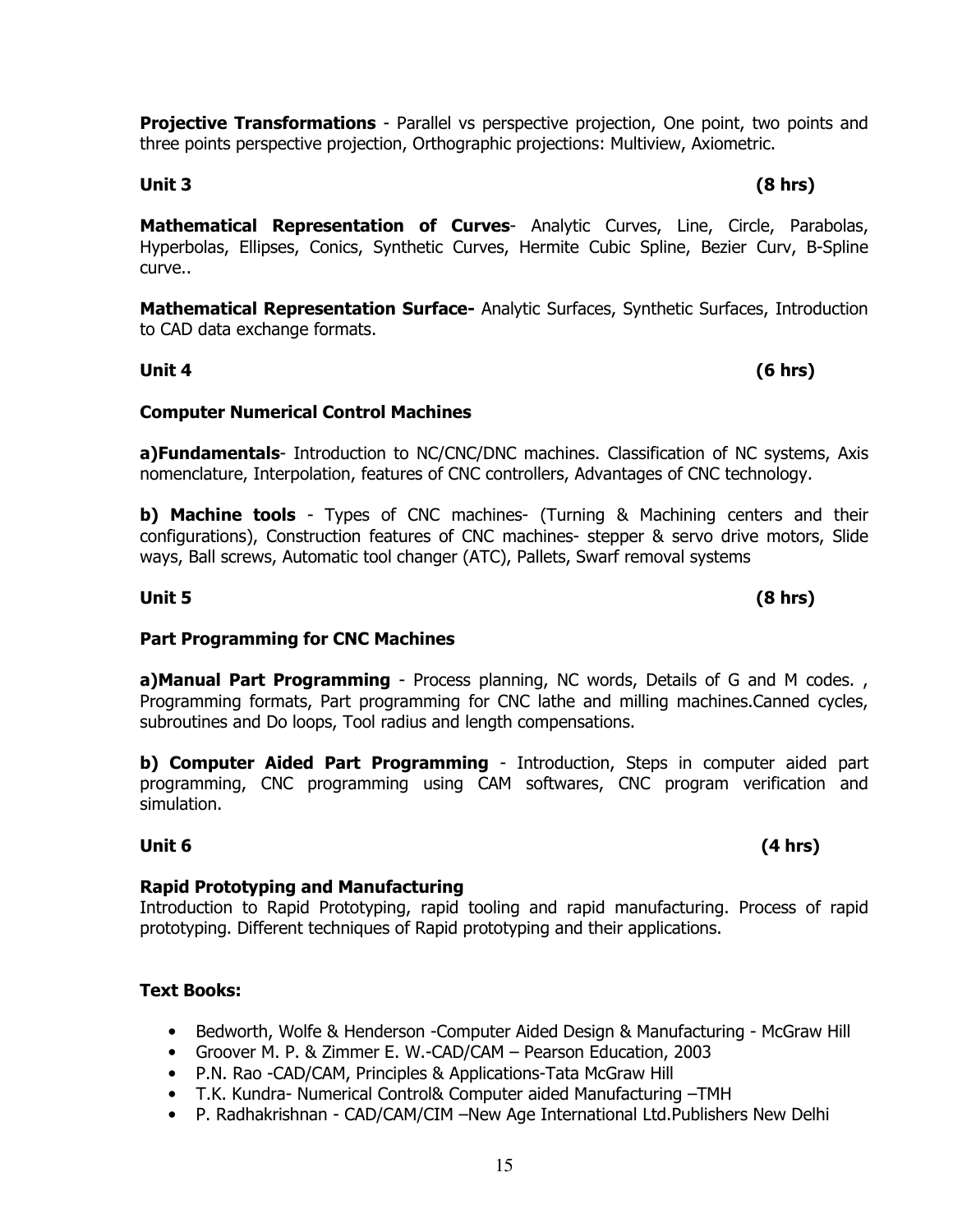**Projective Transformations** - Parallel vs perspective projection, One point, two points and three points perspective projection, Orthographic projections: Multiview, Axiometric.

**Unit 3 (8 hrs)**

**Mathematical Representation of Curves**- Analytic Curves, Line, Circle, Parabolas, Hyperbolas, Ellipses, Conics, Synthetic Curves, Hermite Cubic Spline, Bezier Curv, B-Spline curve..

**Mathematical Representation Surface-** Analytic Surfaces, Synthetic Surfaces, Introduction to CAD data exchange formats.

**Unit 4 (6 hrs)**

**Computer Numerical Control Machines**

**a)Fundamentals**- Introduction to NC/CNC/DNC machines. Classification of NC systems, Axis nomenclature, Interpolation, features of CNC controllers, Advantages of CNC technology.

**b) Machine tools** - Types of CNC machines- (Turning & Machining centers and their configurations), Construction features of CNC machines- stepper & servo drive motors, Slide ways, Ball screws, Automatic tool changer (ATC), Pallets, Swarf removal systems

**Unit 5 (8 hrs)**

**Part Programming for CNC Machines**

**a)Manual Part Programming** - Process planning, NC words, Details of G and M codes. , Programming formats, Part programming for CNC lathe and milling machines.Canned cycles, subroutines and Do loops, Tool radius and length compensations.

**b) Computer Aided Part Programming** - Introduction, Steps in computer aided part programming, CNC programming using CAM softwares, CNC program verification and simulation.

**Unit 6 (4 hrs)**

**Rapid Prototyping and Manufacturing**
Introduction to Rapid Prototyping, rapid tooling and rapid manufacturing. Process of rapid prototyping. Different techniques of Rapid prototyping and their applications.

**Text Books:**

- Bedworth, Wolfe & Henderson -Computer Aided Design & Manufacturing - McGraw Hill
- Groover M. P. & Zimmer E. W.-CAD/CAM – Pearson Education, 2003
- P.N. Rao -CAD/CAM, Principles & Applications-Tata McGraw Hill
- T.K. Kundra- Numerical Control& Computer aided Manufacturing –TMH
- P. Radhakrishnan - CAD/CAM/CIM –New Age International Ltd.Publishers New Delhi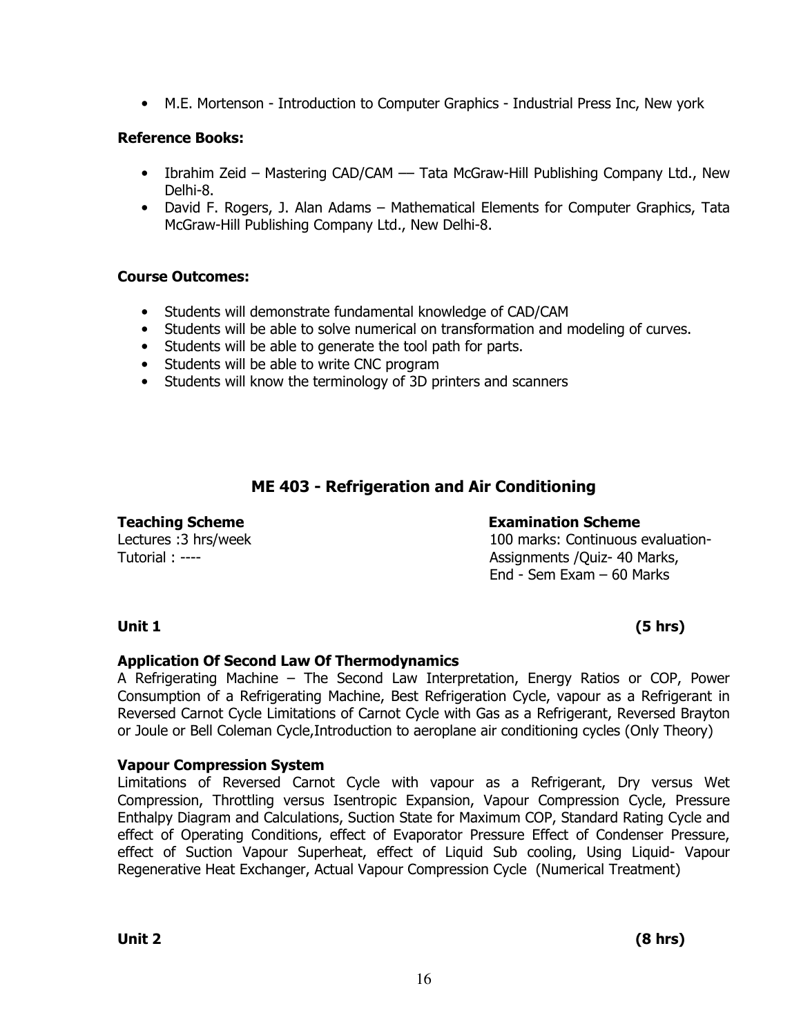- M.E. Mortenson - Introduction to Computer Graphics - Industrial Press Inc, New york

**Reference Books:**

- Ibrahim Zeid – Mastering CAD/CAM –– Tata McGraw-Hill Publishing Company Ltd., New Delhi-8.
- David F. Rogers, J. Alan Adams – Mathematical Elements for Computer Graphics, Tata McGraw-Hill Publishing Company Ltd., New Delhi-8.

**Course Outcomes:**

- Students will demonstrate fundamental knowledge of CAD/CAM
- Students will be able to solve numerical on transformation and modeling of curves.
- Students will be able to generate the tool path for parts.
- Students will be able to write CNC program
- Students will know the terminology of 3D printers and scanners

## ME 403 - Refrigeration and Air Conditioning

**Teaching Scheme**
Lectures :3 hrs/week
Tutorial : ----

**Examination Scheme**
100 marks: Continuous evaluation-
Assignments /Quiz- 40 Marks,
End - Sem Exam – 60 Marks

**Unit 1** **(5 hrs)**

**Application Of Second Law Of Thermodynamics**

A Refrigerating Machine – The Second Law Interpretation, Energy Ratios or COP, Power Consumption of a Refrigerating Machine, Best Refrigeration Cycle, vapour as a Refrigerant in Reversed Carnot Cycle Limitations of Carnot Cycle with Gas as a Refrigerant, Reversed Brayton or Joule or Bell Coleman Cycle,Introduction to aeroplane air conditioning cycles (Only Theory)

**Vapour Compression System**

Limitations of Reversed Carnot Cycle with vapour as a Refrigerant, Dry versus Wet Compression, Throttling versus Isentropic Expansion, Vapour Compression Cycle, Pressure Enthalpy Diagram and Calculations, Suction State for Maximum COP, Standard Rating Cycle and effect of Operating Conditions, effect of Evaporator Pressure Effect of Condenser Pressure, effect of Suction Vapour Superheat, effect of Liquid Sub cooling, Using Liquid- Vapour Regenerative Heat Exchanger, Actual Vapour Compression Cycle (Numerical Treatment)

**Unit 2** **(8 hrs)**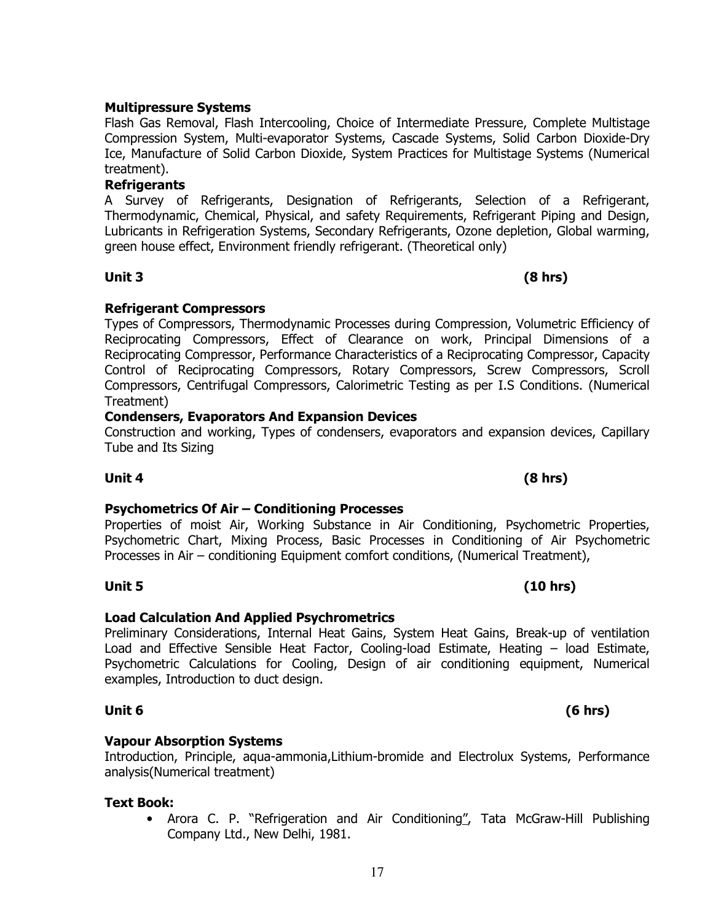**Multipressure Systems**

Flash Gas Removal, Flash Intercooling, Choice of Intermediate Pressure, Complete Multistage Compression System, Multi-evaporator Systems, Cascade Systems, Solid Carbon Dioxide-Dry Ice, Manufacture of Solid Carbon Dioxide, System Practices for Multistage Systems (Numerical treatment).

**Refrigerants**

A Survey of Refrigerants, Designation of Refrigerants, Selection of a Refrigerant, Thermodynamic, Chemical, Physical, and safety Requirements, Refrigerant Piping and Design, Lubricants in Refrigeration Systems, Secondary Refrigerants, Ozone depletion, Global warming, green house effect, Environment friendly refrigerant. (Theoretical only)

**Unit 3 (8 hrs)**

**Refrigerant Compressors**

Types of Compressors, Thermodynamic Processes during Compression, Volumetric Efficiency of Reciprocating Compressors, Effect of Clearance on work, Principal Dimensions of a Reciprocating Compressor, Performance Characteristics of a Reciprocating Compressor, Capacity Control of Reciprocating Compressors, Rotary Compressors, Screw Compressors, Scroll Compressors, Centrifugal Compressors, Calorimetric Testing as per I.S Conditions. (Numerical Treatment)

**Condensers, Evaporators And Expansion Devices**

Construction and working, Types of condensers, evaporators and expansion devices, Capillary Tube and Its Sizing

**Unit 4 (8 hrs)**

**Psychometrics Of Air – Conditioning Processes**

Properties of moist Air, Working Substance in Air Conditioning, Psychometric Properties, Psychometric Chart, Mixing Process, Basic Processes in Conditioning of Air Psychometric Processes in Air – conditioning Equipment comfort conditions, (Numerical Treatment),

**Unit 5 (10 hrs)**

**Load Calculation And Applied Psychrometrics**

Preliminary Considerations, Internal Heat Gains, System Heat Gains, Break-up of ventilation Load and Effective Sensible Heat Factor, Cooling-load Estimate, Heating – load Estimate, Psychometric Calculations for Cooling, Design of air conditioning equipment, Numerical examples, Introduction to duct design.

**Unit 6 (6 hrs)**

**Vapour Absorption Systems**

Introduction, Principle, aqua-ammonia,Lithium-bromide and Electrolux Systems, Performance analysis(Numerical treatment)

**Text Book:**

- Arora C. P. "Refrigeration and Air Conditioning", Tata McGraw-Hill Publishing Company Ltd., New Delhi, 1981.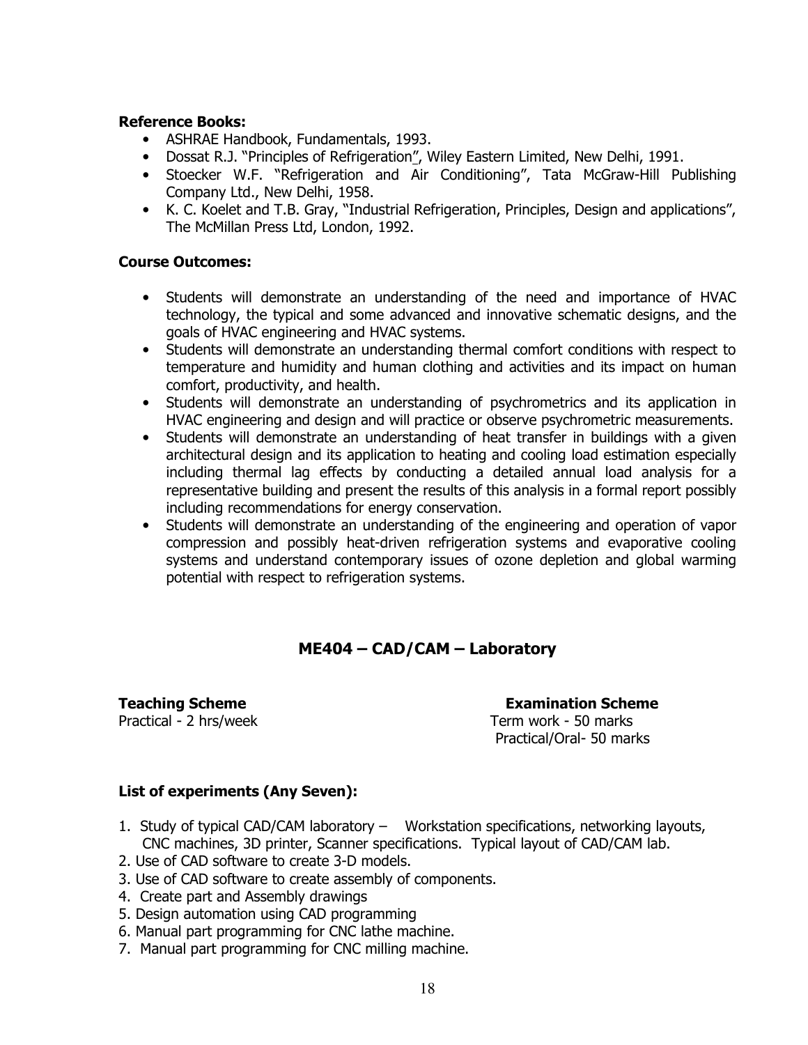**Reference Books:**

- ASHRAE Handbook, Fundamentals, 1993.
- Dossat R.J. "Principles of Refrigeration", Wiley Eastern Limited, New Delhi, 1991.
- Stoecker W.F. "Refrigeration and Air Conditioning", Tata McGraw-Hill Publishing Company Ltd., New Delhi, 1958.
- K. C. Koelet and T.B. Gray, "Industrial Refrigeration, Principles, Design and applications", The McMillan Press Ltd, London, 1992.

**Course Outcomes:**

- Students will demonstrate an understanding of the need and importance of HVAC technology, the typical and some advanced and innovative schematic designs, and the goals of HVAC engineering and HVAC systems.
- Students will demonstrate an understanding thermal comfort conditions with respect to temperature and humidity and human clothing and activities and its impact on human comfort, productivity, and health.
- Students will demonstrate an understanding of psychrometrics and its application in HVAC engineering and design and will practice or observe psychrometric measurements.
- Students will demonstrate an understanding of heat transfer in buildings with a given architectural design and its application to heating and cooling load estimation especially including thermal lag effects by conducting a detailed annual load analysis for a representative building and present the results of this analysis in a formal report possibly including recommendations for energy conservation.
- Students will demonstrate an understanding of the engineering and operation of vapor compression and possibly heat-driven refrigeration systems and evaporative cooling systems and understand contemporary issues of ozone depletion and global warming potential with respect to refrigeration systems.

## ME404 – CAD/CAM – Laboratory

| **Teaching Scheme** | **Examination Scheme** |
|---|---|
| Practical - 2 hrs/week | Term work - 50 marks |
| | Practical/Oral- 50 marks |

**List of experiments (Any Seven):**

1. Study of typical CAD/CAM laboratory – Workstation specifications, networking layouts, CNC machines, 3D printer, Scanner specifications. Typical layout of CAD/CAM lab.
2. Use of CAD software to create 3-D models.
3. Use of CAD software to create assembly of components.
4. Create part and Assembly drawings
5. Design automation using CAD programming
6. Manual part programming for CNC lathe machine.
7. Manual part programming for CNC milling machine.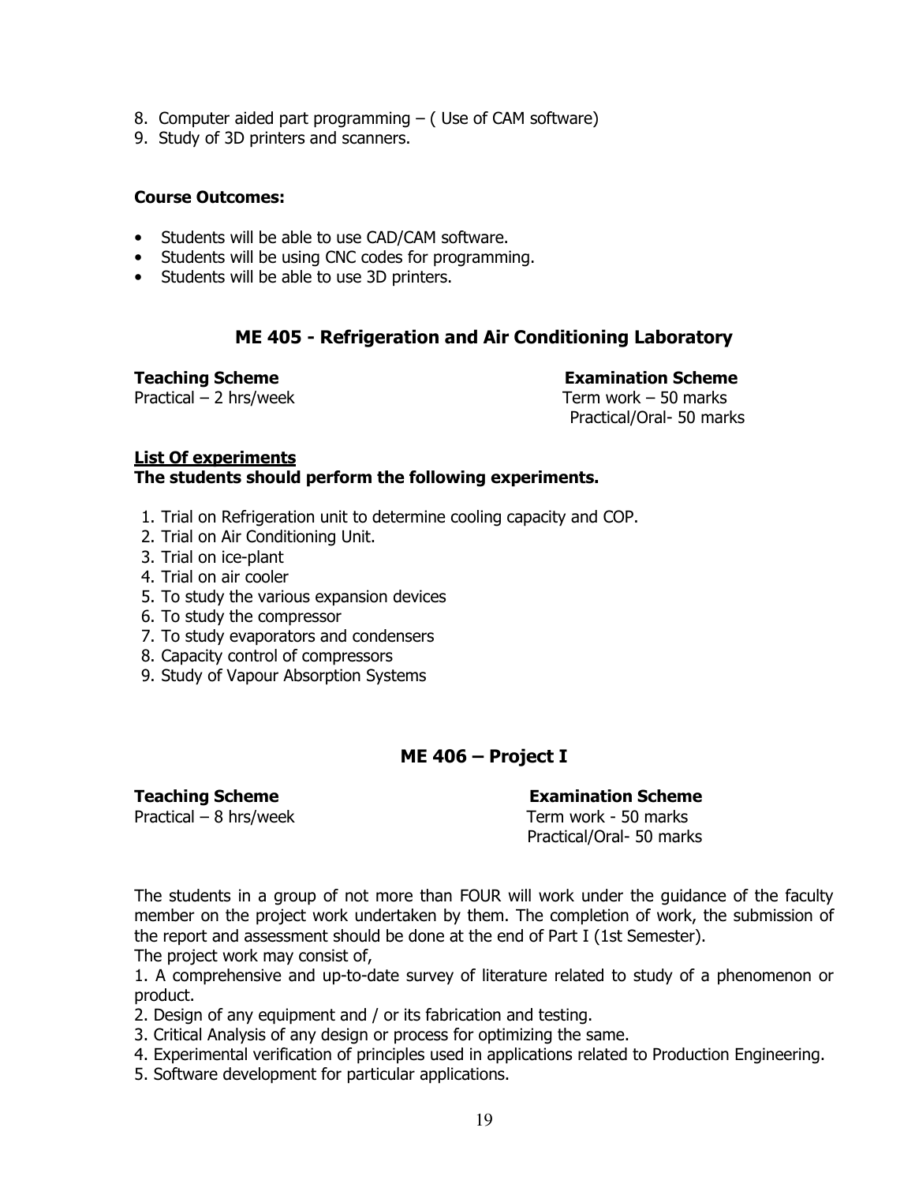8. Computer aided part programming – ( Use of CAM software)
9. Study of 3D printers and scanners.

**Course Outcomes:**

- Students will be able to use CAD/CAM software.
- Students will be using CNC codes for programming.
- Students will be able to use 3D printers.

## ME 405 - Refrigeration and Air Conditioning Laboratory

**Teaching Scheme**
Practical – 2 hrs/week

**Examination Scheme**
Term work – 50 marks
Practical/Oral- 50 marks

**<u>List Of experiments</u>**
**The students should perform the following experiments.**

1. Trial on Refrigeration unit to determine cooling capacity and COP.
2. Trial on Air Conditioning Unit.
3. Trial on ice-plant
4. Trial on air cooler
5. To study the various expansion devices
6. To study the compressor
7. To study evaporators and condensers
8. Capacity control of compressors
9. Study of Vapour Absorption Systems

## ME 406 – Project I

**Teaching Scheme**
Practical – 8 hrs/week

**Examination Scheme**
Term work - 50 marks
Practical/Oral- 50 marks

The students in a group of not more than FOUR will work under the guidance of the faculty member on the project work undertaken by them. The completion of work, the submission of the report and assessment should be done at the end of Part I (1st Semester).
The project work may consist of,

1. A comprehensive and up-to-date survey of literature related to study of a phenomenon or product.
2. Design of any equipment and / or its fabrication and testing.
3. Critical Analysis of any design or process for optimizing the same.
4. Experimental verification of principles used in applications related to Production Engineering.
5. Software development for particular applications.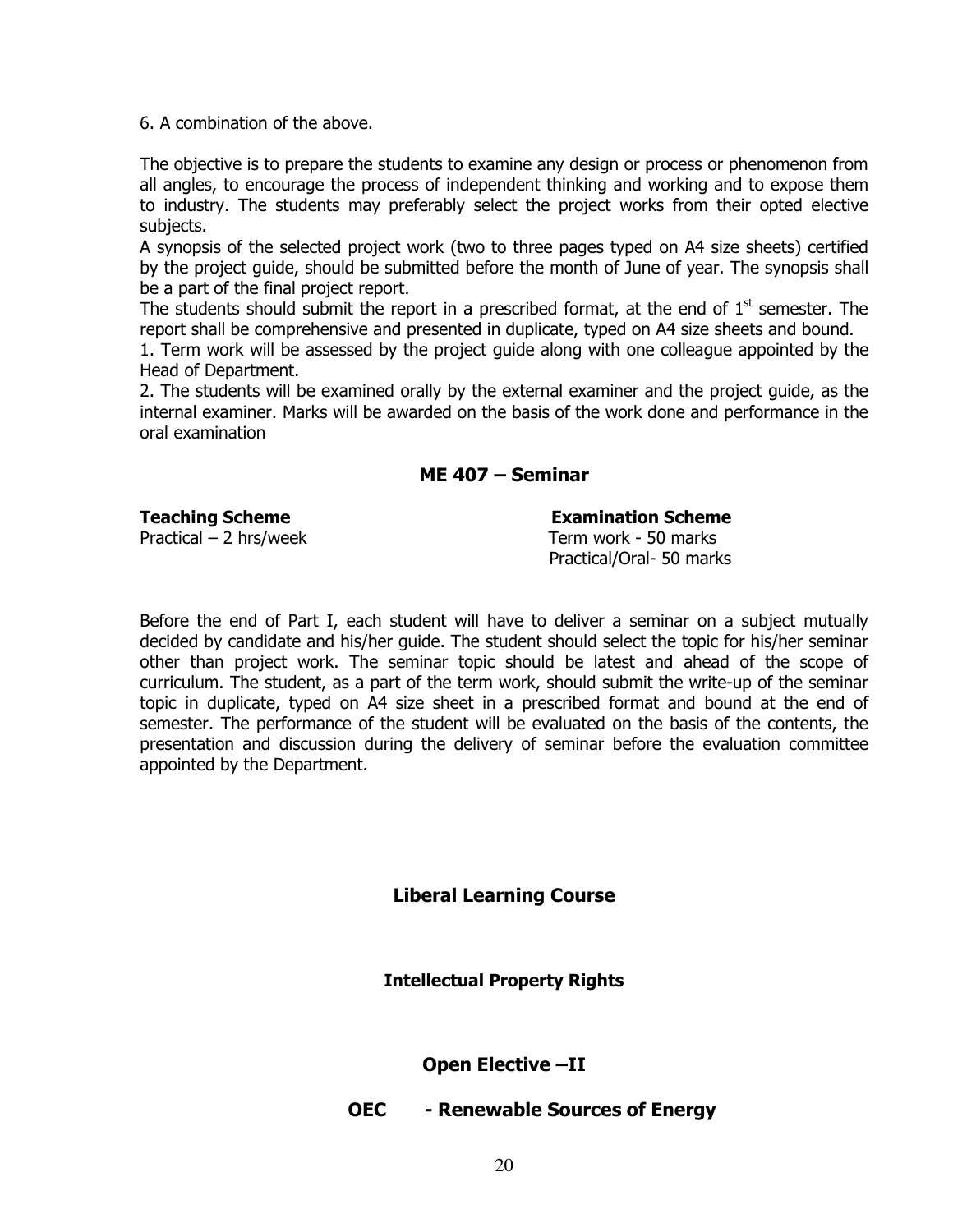6. A combination of the above.

The objective is to prepare the students to examine any design or process or phenomenon from all angles, to encourage the process of independent thinking and working and to expose them to industry. The students may preferably select the project works from their opted elective subjects.

A synopsis of the selected project work (two to three pages typed on A4 size sheets) certified by the project guide, should be submitted before the month of June of year. The synopsis shall be a part of the final project report.

The students should submit the report in a prescribed format, at the end of 1st semester. The report shall be comprehensive and presented in duplicate, typed on A4 size sheets and bound.

1. Term work will be assessed by the project guide along with one colleague appointed by the Head of Department.
2. The students will be examined orally by the external examiner and the project guide, as the internal examiner. Marks will be awarded on the basis of the work done and performance in the oral examination

## ME 407 – Seminar

| **Teaching Scheme** | **Examination Scheme** |
|---|---|
| Practical – 2 hrs/week | Term work - 50 marks |
| | Practical/Oral- 50 marks |

Before the end of Part I, each student will have to deliver a seminar on a subject mutually decided by candidate and his/her guide. The student should select the topic for his/her seminar other than project work. The seminar topic should be latest and ahead of the scope of curriculum. The student, as a part of the term work, should submit the write-up of the seminar topic in duplicate, typed on A4 size sheet in a prescribed format and bound at the end of semester. The performance of the student will be evaluated on the basis of the contents, the presentation and discussion during the delivery of seminar before the evaluation committee appointed by the Department.

## Liberal Learning Course

### Intellectual Property Rights

## Open Elective –II

## OEC - Renewable Sources of Energy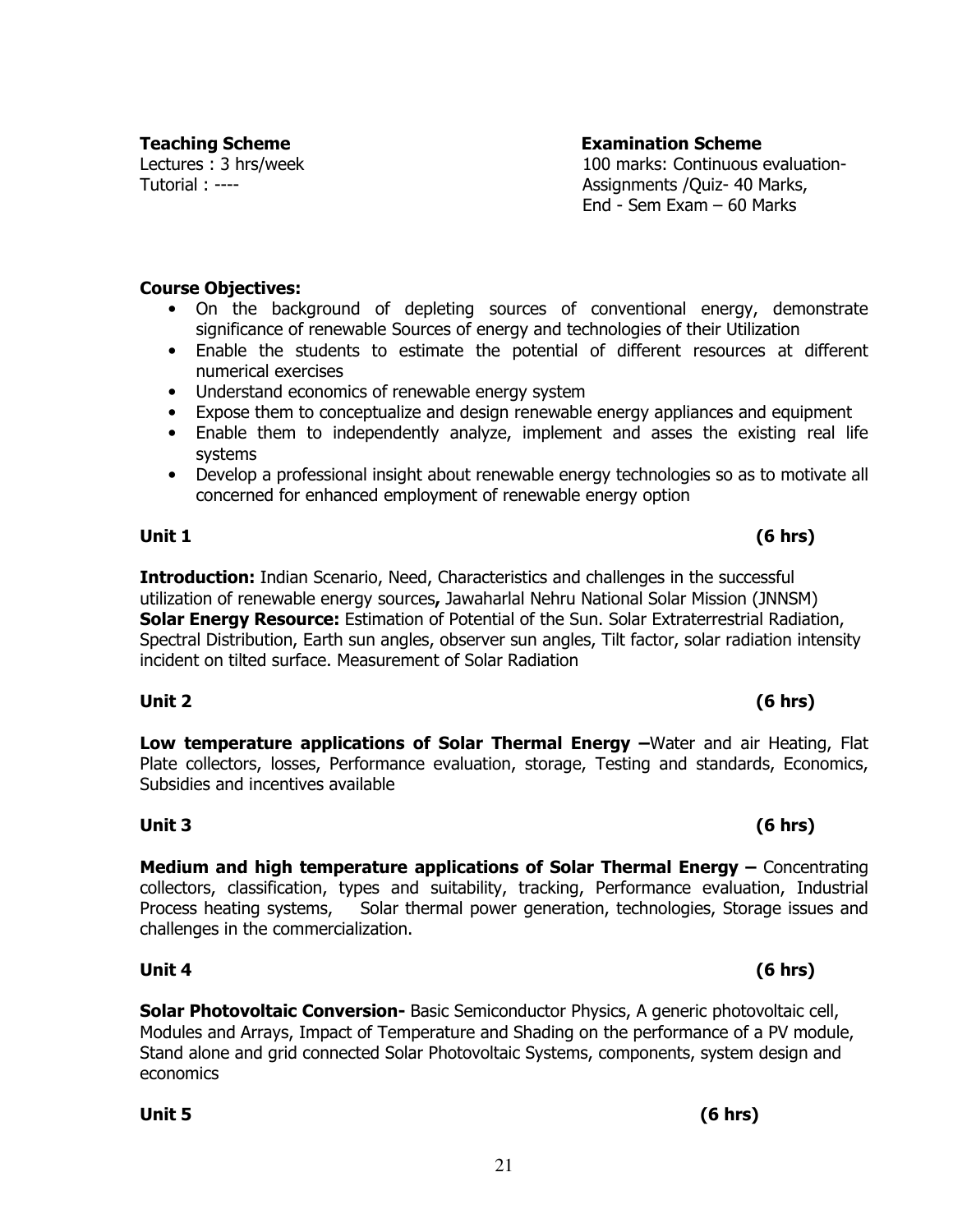**Teaching Scheme**
Lectures : 3 hrs/week
Tutorial : ----

**Examination Scheme**
100 marks: Continuous evaluation-
Assignments /Quiz- 40 Marks,
End - Sem Exam – 60 Marks

**Course Objectives:**

- On the background of depleting sources of conventional energy, demonstrate significance of renewable Sources of energy and technologies of their Utilization
- Enable the students to estimate the potential of different resources at different numerical exercises
- Understand economics of renewable energy system
- Expose them to conceptualize and design renewable energy appliances and equipment
- Enable them to independently analyze, implement and asses the existing real life systems
- Develop a professional insight about renewable energy technologies so as to motivate all concerned for enhanced employment of renewable energy option

**Unit 1 (6 hrs)**

**Introduction:** Indian Scenario, Need, Characteristics and challenges in the successful utilization of renewable energy sources**,** Jawaharlal Nehru National Solar Mission (JNNSM)
**Solar Energy Resource:** Estimation of Potential of the Sun. Solar Extraterrestrial Radiation, Spectral Distribution, Earth sun angles, observer sun angles, Tilt factor, solar radiation intensity incident on tilted surface. Measurement of Solar Radiation

**Unit 2 (6 hrs)**

**Low temperature applications of Solar Thermal Energy –**Water and air Heating, Flat Plate collectors, losses, Performance evaluation, storage, Testing and standards, Economics, Subsidies and incentives available

**Unit 3 (6 hrs)**

**Medium and high temperature applications of Solar Thermal Energy –** Concentrating collectors, classification, types and suitability, tracking, Performance evaluation, Industrial Process heating systems, Solar thermal power generation, technologies, Storage issues and challenges in the commercialization.

**Unit 4 (6 hrs)**

**Solar Photovoltaic Conversion-** Basic Semiconductor Physics, A generic photovoltaic cell, Modules and Arrays, Impact of Temperature and Shading on the performance of a PV module, Stand alone and grid connected Solar Photovoltaic Systems, components, system design and economics

**Unit 5 (6 hrs)**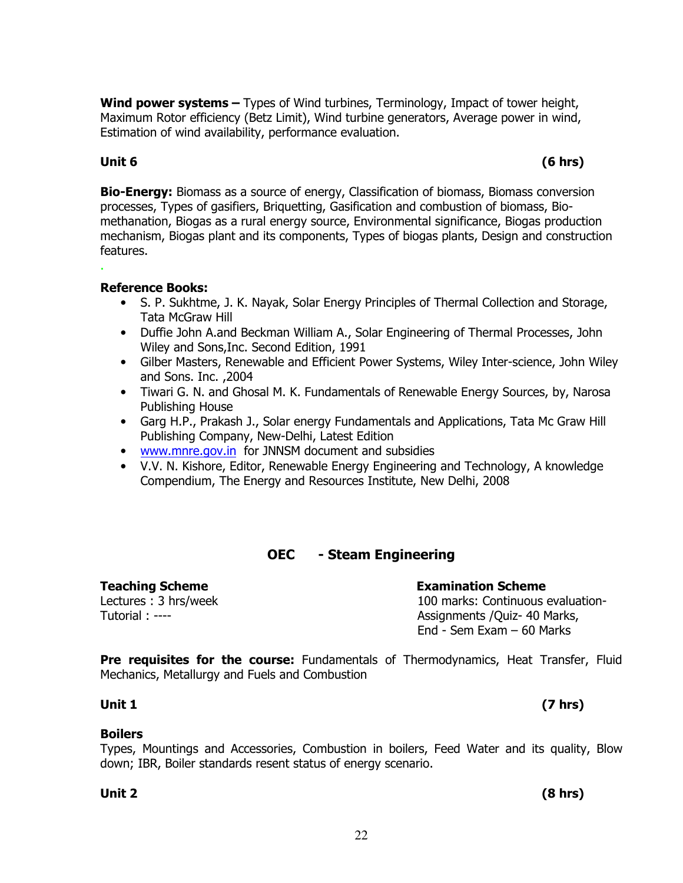**Wind power systems –** Types of Wind turbines, Terminology, Impact of tower height, Maximum Rotor efficiency (Betz Limit), Wind turbine generators, Average power in wind, Estimation of wind availability, performance evaluation.

**Unit 6 (6 hrs)**

**Bio-Energy:** Biomass as a source of energy, Classification of biomass, Biomass conversion processes, Types of gasifiers, Briquetting, Gasification and combustion of biomass, Bio-methanation, Biogas as a rural energy source, Environmental significance, Biogas production mechanism, Biogas plant and its components, Types of biogas plants, Design and construction features.

**Reference Books:**

- S. P. Sukhtme, J. K. Nayak, Solar Energy Principles of Thermal Collection and Storage, Tata McGraw Hill
- Duffie John A.and Beckman William A., Solar Engineering of Thermal Processes, John Wiley and Sons,Inc. Second Edition, 1991
- Gilber Masters, Renewable and Efficient Power Systems, Wiley Inter-science, John Wiley and Sons. Inc. ,2004
- Tiwari G. N. and Ghosal M. K. Fundamentals of Renewable Energy Sources, by, Narosa Publishing House
- Garg H.P., Prakash J., Solar energy Fundamentals and Applications, Tata Mc Graw Hill Publishing Company, New-Delhi, Latest Edition
- www.mnre.gov.in for JNNSM document and subsidies
- V.V. N. Kishore, Editor, Renewable Energy Engineering and Technology, A knowledge Compendium, The Energy and Resources Institute, New Delhi, 2008

## OEC - Steam Engineering

**Teaching Scheme**
Lectures : 3 hrs/week
Tutorial : ----

**Examination Scheme**
100 marks: Continuous evaluation-Assignments /Quiz- 40 Marks,
End - Sem Exam – 60 Marks

**Pre requisites for the course:** Fundamentals of Thermodynamics, Heat Transfer, Fluid Mechanics, Metallurgy and Fuels and Combustion

**Unit 1 (7 hrs)**

**Boilers**
Types, Mountings and Accessories, Combustion in boilers, Feed Water and its quality, Blow down; IBR, Boiler standards resent status of energy scenario.

**Unit 2 (8 hrs)**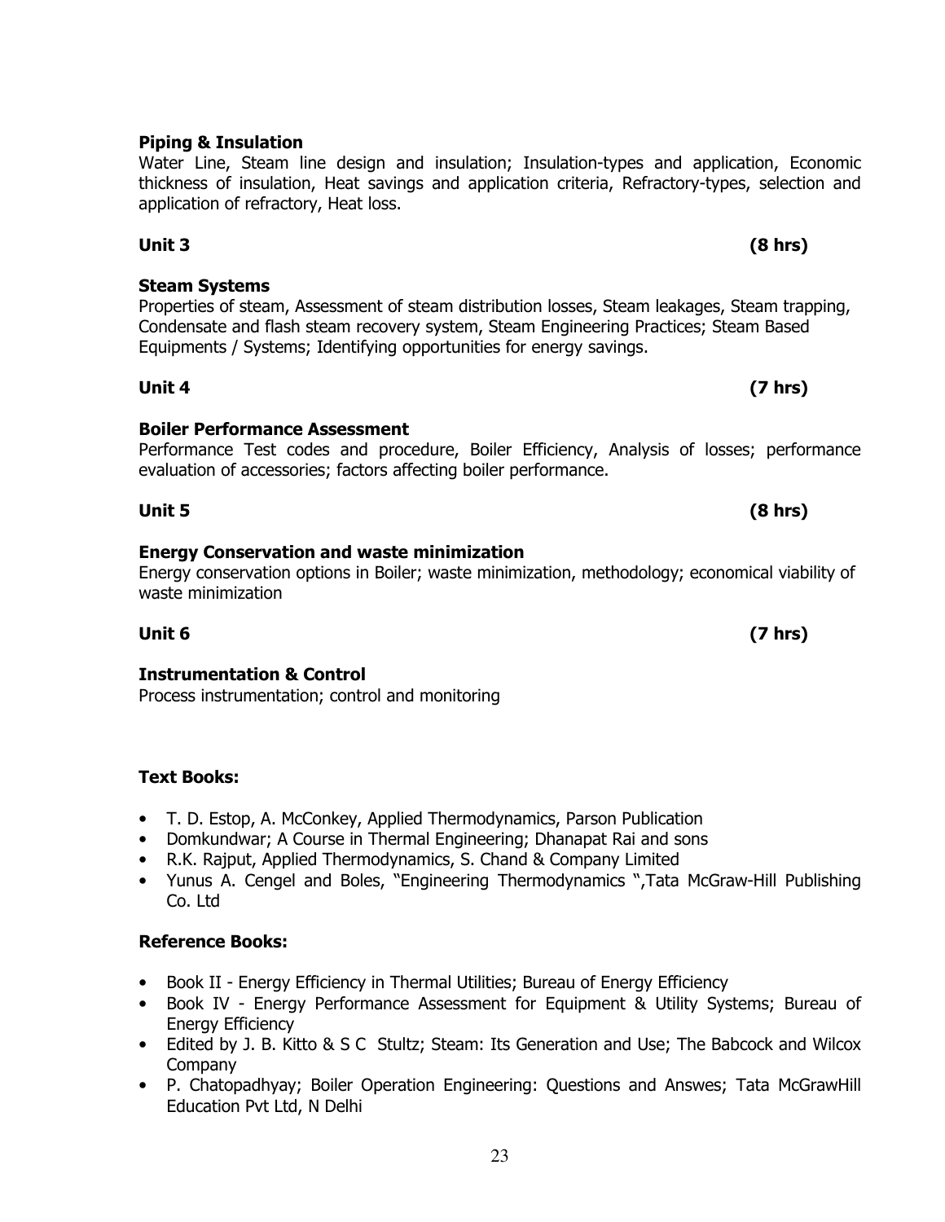**Piping & Insulation**

Water Line, Steam line design and insulation; Insulation-types and application, Economic thickness of insulation, Heat savings and application criteria, Refractory-types, selection and application of refractory, Heat loss.

**Unit 3 (8 hrs)**

**Steam Systems**

Properties of steam, Assessment of steam distribution losses, Steam leakages, Steam trapping, Condensate and flash steam recovery system, Steam Engineering Practices; Steam Based Equipments / Systems; Identifying opportunities for energy savings.

**Unit 4 (7 hrs)**

**Boiler Performance Assessment**

Performance Test codes and procedure, Boiler Efficiency, Analysis of losses; performance evaluation of accessories; factors affecting boiler performance.

**Unit 5 (8 hrs)**

**Energy Conservation and waste minimization**

Energy conservation options in Boiler; waste minimization, methodology; economical viability of waste minimization

**Unit 6 (7 hrs)**

**Instrumentation & Control**

Process instrumentation; control and monitoring

**Text Books:**

- T. D. Estop, A. McConkey, Applied Thermodynamics, Parson Publication
- Domkundwar; A Course in Thermal Engineering; Dhanapat Rai and sons
- R.K. Rajput, Applied Thermodynamics, S. Chand & Company Limited
- Yunus A. Cengel and Boles, "Engineering Thermodynamics ",Tata McGraw-Hill Publishing Co. Ltd

**Reference Books:**

- Book II - Energy Efficiency in Thermal Utilities; Bureau of Energy Efficiency
- Book IV - Energy Performance Assessment for Equipment & Utility Systems; Bureau of Energy Efficiency
- Edited by J. B. Kitto & S C Stultz; Steam: Its Generation and Use; The Babcock and Wilcox Company
- P. Chatopadhyay; Boiler Operation Engineering: Questions and Answes; Tata McGrawHill Education Pvt Ltd, N Delhi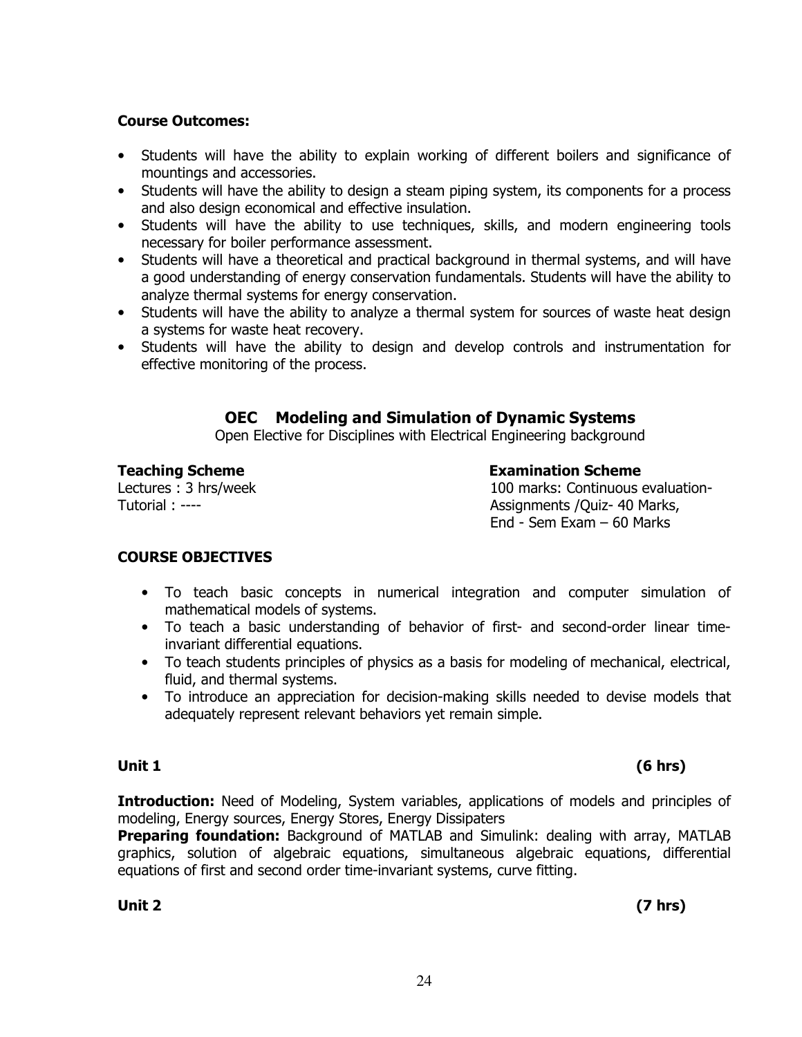**Course Outcomes:**

- Students will have the ability to explain working of different boilers and significance of mountings and accessories.
- Students will have the ability to design a steam piping system, its components for a process and also design economical and effective insulation.
- Students will have the ability to use techniques, skills, and modern engineering tools necessary for boiler performance assessment.
- Students will have a theoretical and practical background in thermal systems, and will have a good understanding of energy conservation fundamentals. Students will have the ability to analyze thermal systems for energy conservation.
- Students will have the ability to analyze a thermal system for sources of waste heat design a systems for waste heat recovery.
- Students will have the ability to design and develop controls and instrumentation for effective monitoring of the process.

## OEC Modeling and Simulation of Dynamic Systems

Open Elective for Disciplines with Electrical Engineering background

**Teaching Scheme**
Lectures : 3 hrs/week
Tutorial : ----

**Examination Scheme**
100 marks: Continuous evaluation- Assignments /Quiz- 40 Marks,
End - Sem Exam – 60 Marks

**COURSE OBJECTIVES**

- To teach basic concepts in numerical integration and computer simulation of mathematical models of systems.
- To teach a basic understanding of behavior of first- and second-order linear time-invariant differential equations.
- To teach students principles of physics as a basis for modeling of mechanical, electrical, fluid, and thermal systems.
- To introduce an appreciation for decision-making skills needed to devise models that adequately represent relevant behaviors yet remain simple.

**Unit 1 (6 hrs)**

**Introduction:** Need of Modeling, System variables, applications of models and principles of modeling, Energy sources, Energy Stores, Energy Dissipaters

**Preparing foundation:** Background of MATLAB and Simulink: dealing with array, MATLAB graphics, solution of algebraic equations, simultaneous algebraic equations, differential equations of first and second order time-invariant systems, curve fitting.

**Unit 2 (7 hrs)**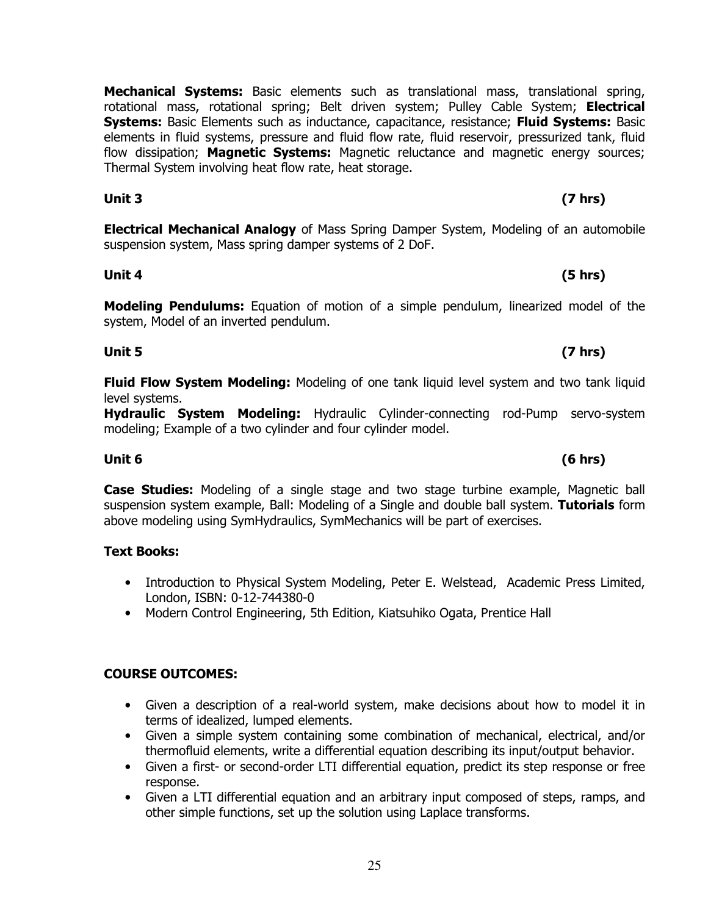**Mechanical Systems:** Basic elements such as translational mass, translational spring, rotational mass, rotational spring; Belt driven system; Pulley Cable System; **Electrical Systems:** Basic Elements such as inductance, capacitance, resistance; **Fluid Systems:** Basic elements in fluid systems, pressure and fluid flow rate, fluid reservoir, pressurized tank, fluid flow dissipation; **Magnetic Systems:** Magnetic reluctance and magnetic energy sources; Thermal System involving heat flow rate, heat storage.

**Unit 3 (7 hrs)**

**Electrical Mechanical Analogy** of Mass Spring Damper System, Modeling of an automobile suspension system, Mass spring damper systems of 2 DoF.

**Unit 4 (5 hrs)**

**Modeling Pendulums:** Equation of motion of a simple pendulum, linearized model of the system, Model of an inverted pendulum.

**Unit 5 (7 hrs)**

**Fluid Flow System Modeling:** Modeling of one tank liquid level system and two tank liquid level systems.
**Hydraulic System Modeling:** Hydraulic Cylinder-connecting rod-Pump servo-system modeling; Example of a two cylinder and four cylinder model.

**Unit 6 (6 hrs)**

**Case Studies:** Modeling of a single stage and two stage turbine example, Magnetic ball suspension system example, Ball: Modeling of a Single and double ball system. **Tutorials** form above modeling using SymHydraulics, SymMechanics will be part of exercises.

**Text Books:**

- Introduction to Physical System Modeling, Peter E. Welstead, Academic Press Limited, London, ISBN: 0-12-744380-0
- Modern Control Engineering, 5th Edition, Kiatsuhiko Ogata, Prentice Hall

**COURSE OUTCOMES:**

- Given a description of a real-world system, make decisions about how to model it in terms of idealized, lumped elements.
- Given a simple system containing some combination of mechanical, electrical, and/or thermofluid elements, write a differential equation describing its input/output behavior.
- Given a first- or second-order LTI differential equation, predict its step response or free response.
- Given a LTI differential equation and an arbitrary input composed of steps, ramps, and other simple functions, set up the solution using Laplace transforms.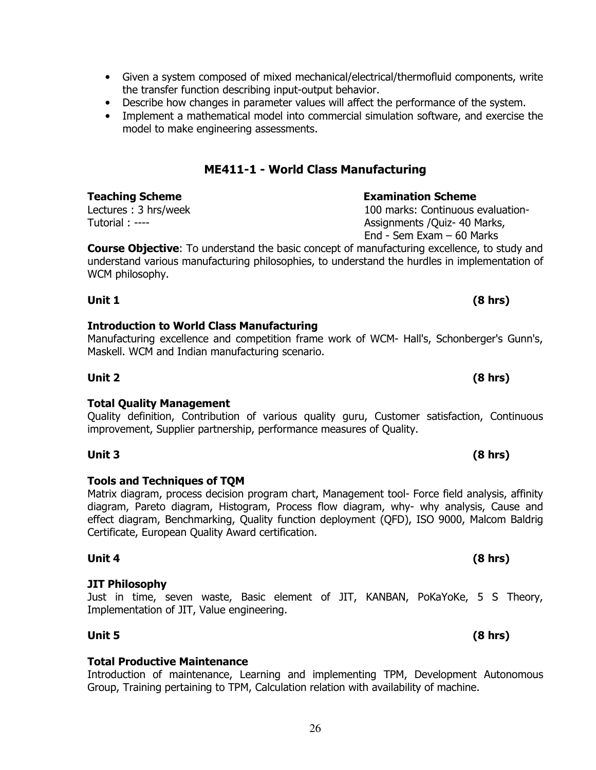- Given a system composed of mixed mechanical/electrical/thermofluid components, write the transfer function describing input-output behavior.
- Describe how changes in parameter values will affect the performance of the system.
- Implement a mathematical model into commercial simulation software, and exercise the model to make engineering assessments.

## ME411-1 - World Class Manufacturing

| **Teaching Scheme** | **Examination Scheme** |
|---|---|
| Lectures : 3 hrs/week | 100 marks: Continuous evaluation- |
| Tutorial : ---- | Assignments /Quiz- 40 Marks, |
| | End - Sem Exam – 60 Marks |

**Course Objective**: To understand the basic concept of manufacturing excellence, to study and understand various manufacturing philosophies, to understand the hurdles in implementation of WCM philosophy.

**Unit 1 (8 hrs)**

**Introduction to World Class Manufacturing**

Manufacturing excellence and competition frame work of WCM- Hall's, Schonberger's Gunn's, Maskell. WCM and Indian manufacturing scenario.

**Unit 2 (8 hrs)**

**Total Quality Management**

Quality definition, Contribution of various quality guru, Customer satisfaction, Continuous improvement, Supplier partnership, performance measures of Quality.

**Unit 3 (8 hrs)**

**Tools and Techniques of TQM**

Matrix diagram, process decision program chart, Management tool- Force field analysis, affinity diagram, Pareto diagram, Histogram, Process flow diagram, why- why analysis, Cause and effect diagram, Benchmarking, Quality function deployment (QFD), ISO 9000, Malcom Baldrig Certificate, European Quality Award certification.

**Unit 4 (8 hrs)**

**JIT Philosophy**

Just in time, seven waste, Basic element of JIT, KANBAN, PoKaYoKe, 5 S Theory, Implementation of JIT, Value engineering.

**Unit 5 (8 hrs)**

**Total Productive Maintenance**

Introduction of maintenance, Learning and implementing TPM, Development Autonomous Group, Training pertaining to TPM, Calculation relation with availability of machine.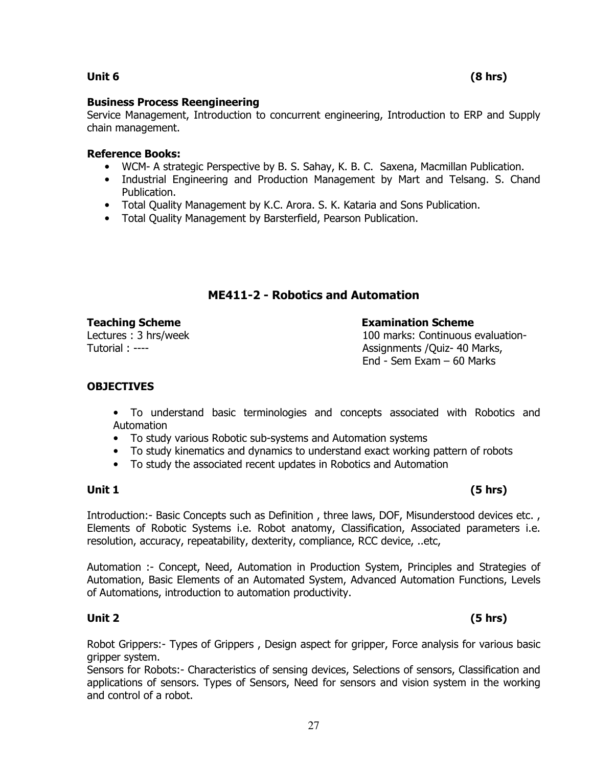**Unit 6 (8 hrs)**

**Business Process Reengineering**

Service Management, Introduction to concurrent engineering, Introduction to ERP and Supply chain management.

**Reference Books:**

- WCM- A strategic Perspective by B. S. Sahay, K. B. C. Saxena, Macmillan Publication.
- Industrial Engineering and Production Management by Mart and Telsang. S. Chand Publication.
- Total Quality Management by K.C. Arora. S. K. Kataria and Sons Publication.
- Total Quality Management by Barsterfield, Pearson Publication.

## ME411-2 - Robotics and Automation

**Teaching Scheme**

Lectures : 3 hrs/week

Tutorial : ----

**Examination Scheme**

100 marks: Continuous evaluation- Assignments /Quiz- 40 Marks,

End - Sem Exam – 60 Marks

**OBJECTIVES**

- To understand basic terminologies and concepts associated with Robotics and Automation
- To study various Robotic sub-systems and Automation systems
- To study kinematics and dynamics to understand exact working pattern of robots
- To study the associated recent updates in Robotics and Automation

**Unit 1 (5 hrs)**

Introduction:- Basic Concepts such as Definition , three laws, DOF, Misunderstood devices etc. , Elements of Robotic Systems i.e. Robot anatomy, Classification, Associated parameters i.e. resolution, accuracy, repeatability, dexterity, compliance, RCC device, ..etc,

Automation :- Concept, Need, Automation in Production System, Principles and Strategies of Automation, Basic Elements of an Automated System, Advanced Automation Functions, Levels of Automations, introduction to automation productivity.

**Unit 2 (5 hrs)**

Robot Grippers:- Types of Grippers , Design aspect for gripper, Force analysis for various basic gripper system.

Sensors for Robots:- Characteristics of sensing devices, Selections of sensors, Classification and applications of sensors. Types of Sensors, Need for sensors and vision system in the working and control of a robot.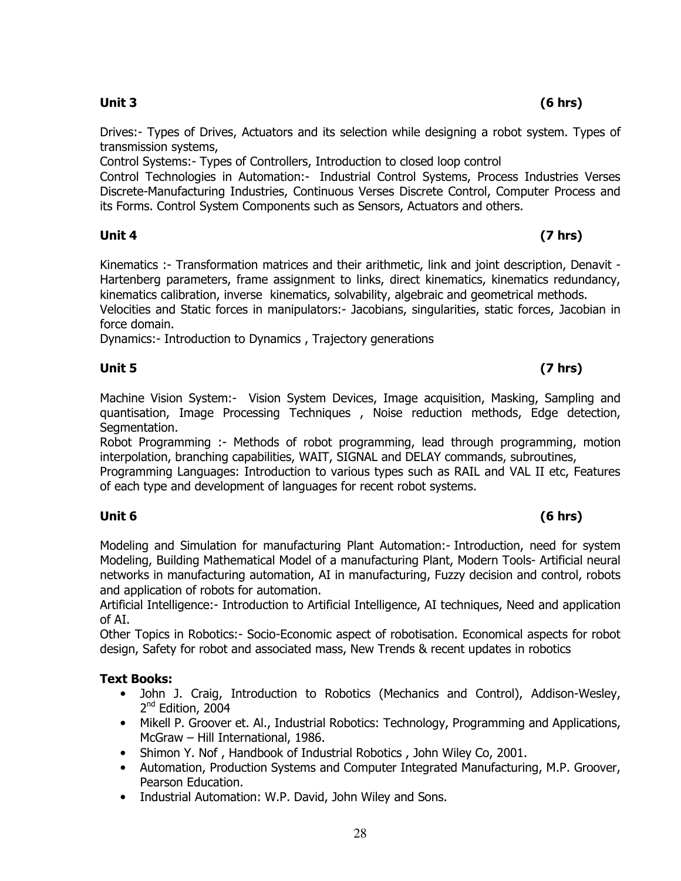**Unit 3 (6 hrs)**

Drives:- Types of Drives, Actuators and its selection while designing a robot system. Types of transmission systems,

Control Systems:- Types of Controllers, Introduction to closed loop control

Control Technologies in Automation:- Industrial Control Systems, Process Industries Verses Discrete-Manufacturing Industries, Continuous Verses Discrete Control, Computer Process and its Forms. Control System Components such as Sensors, Actuators and others.

**Unit 4 (7 hrs)**

Kinematics :- Transformation matrices and their arithmetic, link and joint description, Denavit - Hartenberg parameters, frame assignment to links, direct kinematics, kinematics redundancy, kinematics calibration, inverse kinematics, solvability, algebraic and geometrical methods.

Velocities and Static forces in manipulators:- Jacobians, singularities, static forces, Jacobian in force domain.

Dynamics:- Introduction to Dynamics , Trajectory generations

**Unit 5 (7 hrs)**

Machine Vision System:- Vision System Devices, Image acquisition, Masking, Sampling and quantisation, Image Processing Techniques , Noise reduction methods, Edge detection, Segmentation.

Robot Programming :- Methods of robot programming, lead through programming, motion interpolation, branching capabilities, WAIT, SIGNAL and DELAY commands, subroutines,

Programming Languages: Introduction to various types such as RAIL and VAL II etc, Features of each type and development of languages for recent robot systems.

**Unit 6 (6 hrs)**

Modeling and Simulation for manufacturing Plant Automation:- Introduction, need for system Modeling, Building Mathematical Model of a manufacturing Plant, Modern Tools- Artificial neural networks in manufacturing automation, AI in manufacturing, Fuzzy decision and control, robots and application of robots for automation.

Artificial Intelligence:- Introduction to Artificial Intelligence, AI techniques, Need and application of AI.

Other Topics in Robotics:- Socio-Economic aspect of robotisation. Economical aspects for robot design, Safety for robot and associated mass, New Trends & recent updates in robotics

**Text Books:**

- John J. Craig, Introduction to Robotics (Mechanics and Control), Addison-Wesley, 2nd Edition, 2004
- Mikell P. Groover et. Al., Industrial Robotics: Technology, Programming and Applications, McGraw – Hill International, 1986.
- Shimon Y. Nof , Handbook of Industrial Robotics , John Wiley Co, 2001.
- Automation, Production Systems and Computer Integrated Manufacturing, M.P. Groover, Pearson Education.
- Industrial Automation: W.P. David, John Wiley and Sons.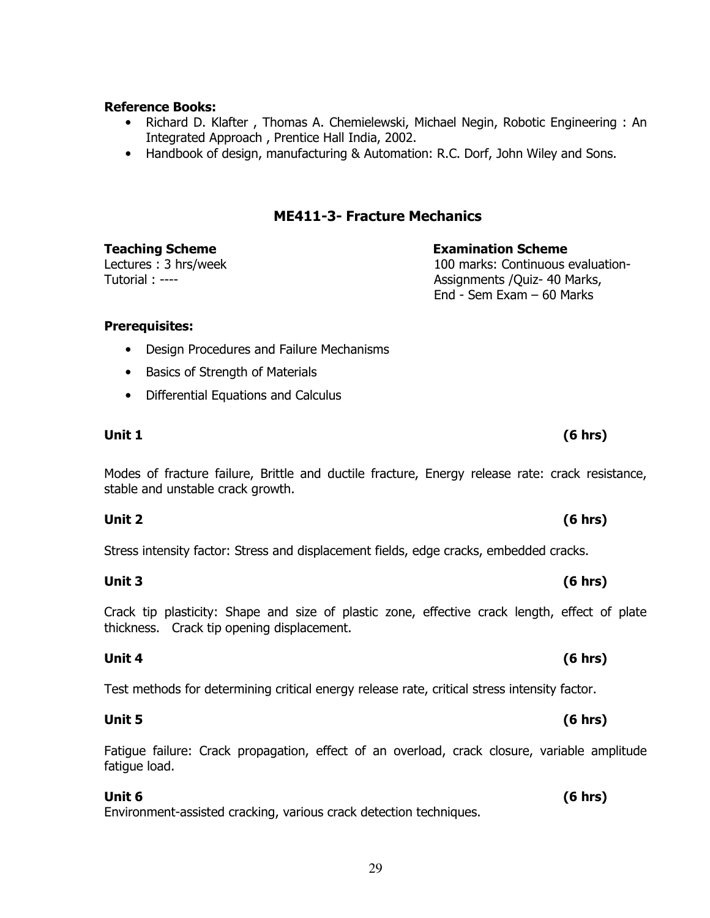**Reference Books:**

- Richard D. Klafter , Thomas A. Chemielewski, Michael Negin, Robotic Engineering : An Integrated Approach , Prentice Hall India, 2002.
- Handbook of design, manufacturing & Automation: R.C. Dorf, John Wiley and Sons.

## ME411-3- Fracture Mechanics

**Teaching Scheme**
Lectures : 3 hrs/week
Tutorial : ----

**Examination Scheme**
100 marks: Continuous evaluation-
Assignments /Quiz- 40 Marks,
End - Sem Exam – 60 Marks

**Prerequisites:**

- Design Procedures and Failure Mechanisms
- Basics of Strength of Materials
- Differential Equations and Calculus

**Unit 1** **(6 hrs)**

Modes of fracture failure, Brittle and ductile fracture, Energy release rate: crack resistance, stable and unstable crack growth.

**Unit 2** **(6 hrs)**

Stress intensity factor: Stress and displacement fields, edge cracks, embedded cracks.

**Unit 3** **(6 hrs)**

Crack tip plasticity: Shape and size of plastic zone, effective crack length, effect of plate thickness. Crack tip opening displacement.

**Unit 4** **(6 hrs)**

Test methods for determining critical energy release rate, critical stress intensity factor.

**Unit 5** **(6 hrs)**

Fatigue failure: Crack propagation, effect of an overload, crack closure, variable amplitude fatigue load.

**Unit 6** **(6 hrs)**

Environment-assisted cracking, various crack detection techniques.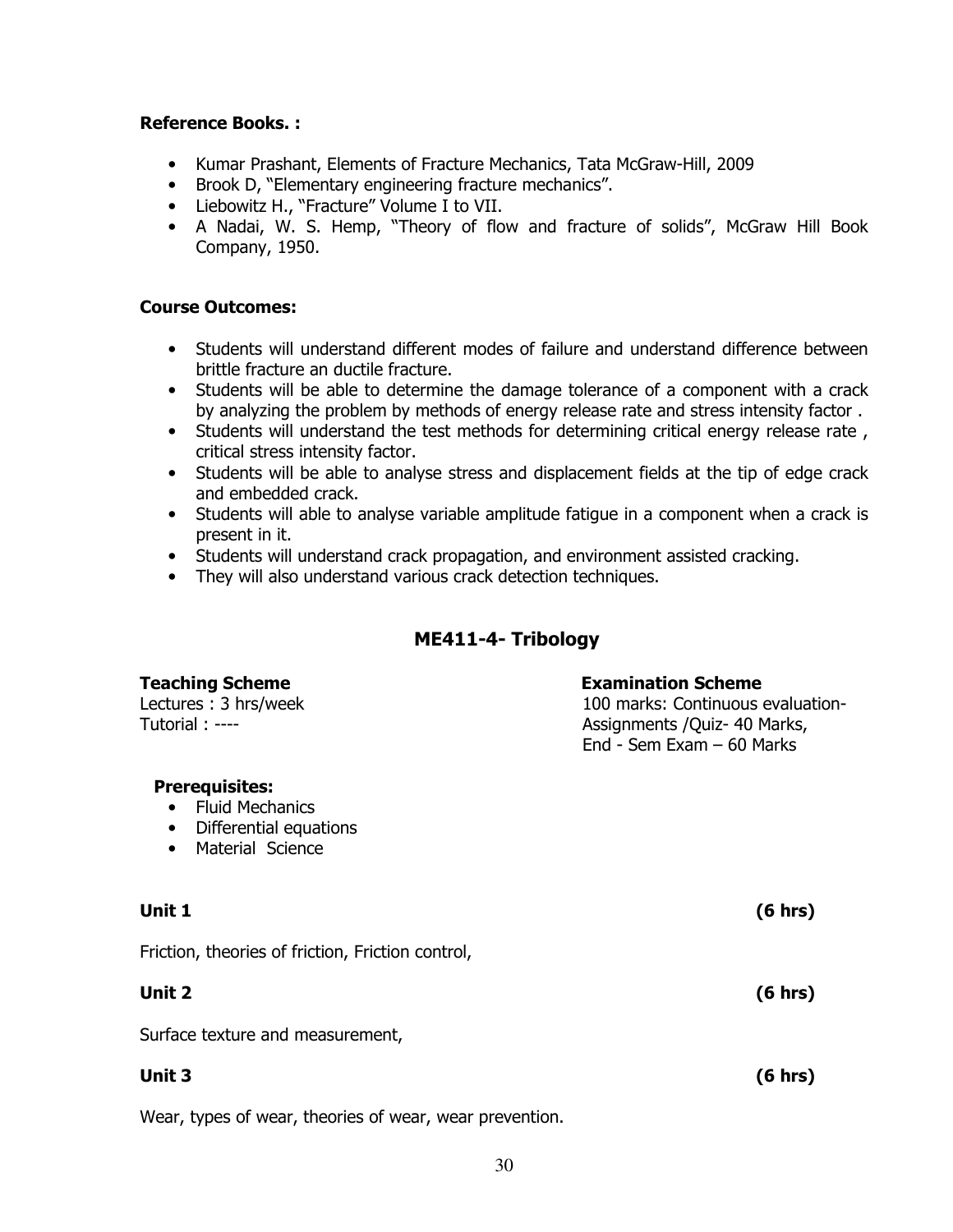**Reference Books. :**

- Kumar Prashant, Elements of Fracture Mechanics, Tata McGraw-Hill, 2009
- Brook D, "Elementary engineering fracture mechanics".
- Liebowitz H., "Fracture" Volume I to VII.
- A Nadai, W. S. Hemp, "Theory of flow and fracture of solids", McGraw Hill Book Company, 1950.

**Course Outcomes:**

- Students will understand different modes of failure and understand difference between brittle fracture an ductile fracture.
- Students will be able to determine the damage tolerance of a component with a crack by analyzing the problem by methods of energy release rate and stress intensity factor .
- Students will understand the test methods for determining critical energy release rate , critical stress intensity factor.
- Students will be able to analyse stress and displacement fields at the tip of edge crack and embedded crack.
- Students will able to analyse variable amplitude fatigue in a component when a crack is present in it.
- Students will understand crack propagation, and environment assisted cracking.
- They will also understand various crack detection techniques.

## ME411-4- Tribology

**Teaching Scheme**
Lectures : 3 hrs/week
Tutorial : ----

**Examination Scheme**
100 marks: Continuous evaluation-
Assignments /Quiz- 40 Marks,
End - Sem Exam – 60 Marks

**Prerequisites:**

- Fluid Mechanics
- Differential equations
- Material Science

**Unit 1** **(6 hrs)**

Friction, theories of friction, Friction control,

**Unit 2** **(6 hrs)**

Surface texture and measurement,

**Unit 3** **(6 hrs)**

Wear, types of wear, theories of wear, wear prevention.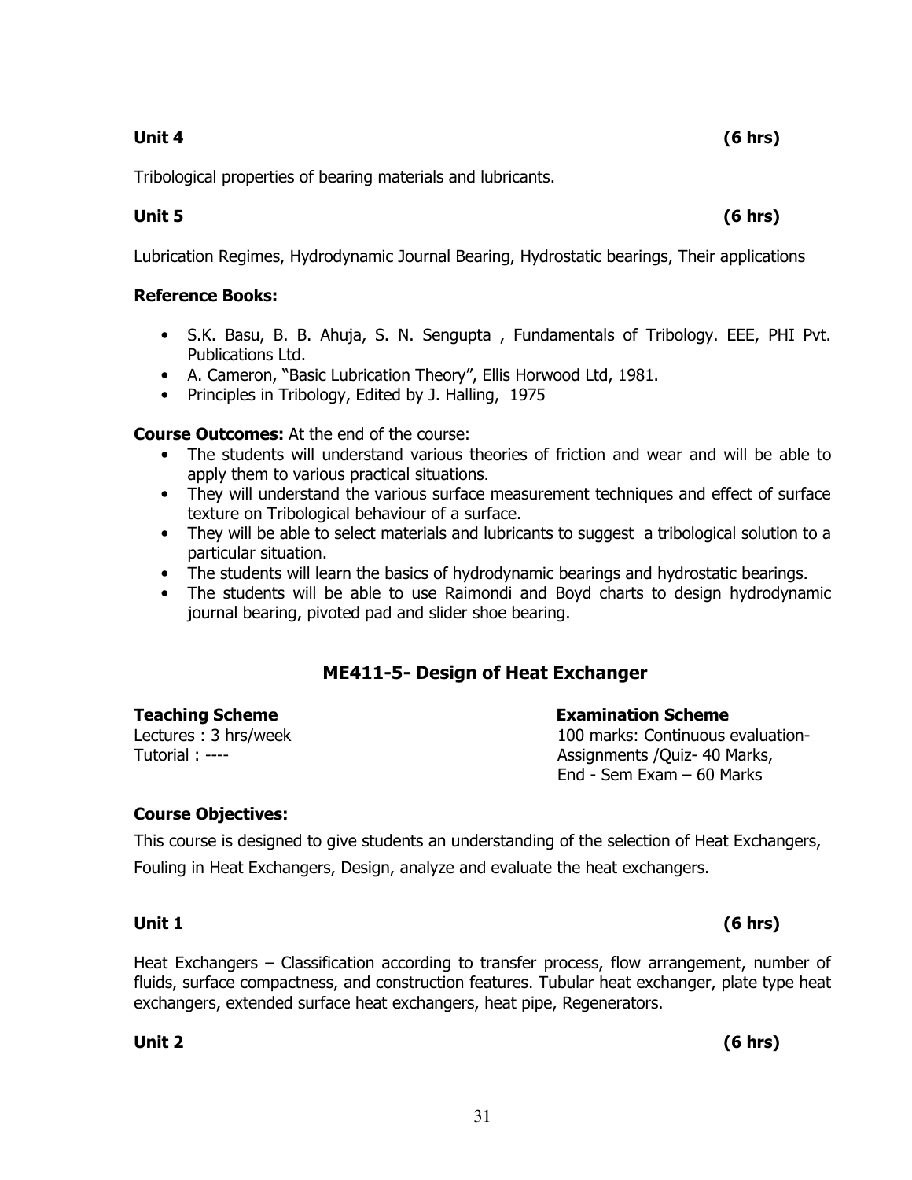**Unit 4** **(6 hrs)**

Tribological properties of bearing materials and lubricants.

**Unit 5** **(6 hrs)**

Lubrication Regimes, Hydrodynamic Journal Bearing, Hydrostatic bearings, Their applications

**Reference Books:**

- S.K. Basu, B. B. Ahuja, S. N. Sengupta , Fundamentals of Tribology. EEE, PHI Pvt. Publications Ltd.
- A. Cameron, "Basic Lubrication Theory", Ellis Horwood Ltd, 1981.
- Principles in Tribology, Edited by J. Halling, 1975

**Course Outcomes:** At the end of the course:

- The students will understand various theories of friction and wear and will be able to apply them to various practical situations.
- They will understand the various surface measurement techniques and effect of surface texture on Tribological behaviour of a surface.
- They will be able to select materials and lubricants to suggest a tribological solution to a particular situation.
- The students will learn the basics of hydrodynamic bearings and hydrostatic bearings.
- The students will be able to use Raimondi and Boyd charts to design hydrodynamic journal bearing, pivoted pad and slider shoe bearing.

## ME411-5- Design of Heat Exchanger

**Teaching Scheme**
Lectures : 3 hrs/week
Tutorial : ----

**Examination Scheme**
100 marks: Continuous evaluation- Assignments /Quiz- 40 Marks,
End - Sem Exam – 60 Marks

**Course Objectives:**

This course is designed to give students an understanding of the selection of Heat Exchangers, Fouling in Heat Exchangers, Design, analyze and evaluate the heat exchangers.

**Unit 1** **(6 hrs)**

Heat Exchangers – Classification according to transfer process, flow arrangement, number of fluids, surface compactness, and construction features. Tubular heat exchanger, plate type heat exchangers, extended surface heat exchangers, heat pipe, Regenerators.

**Unit 2** **(6 hrs)**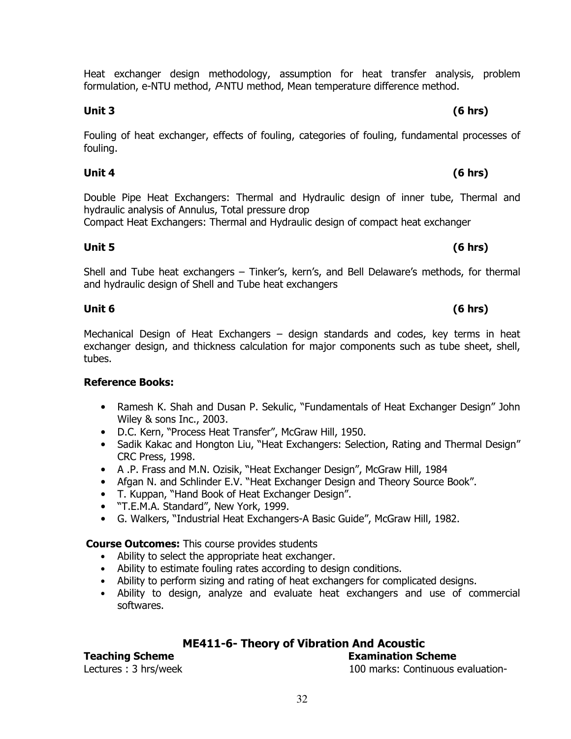Heat exchanger design methodology, assumption for heat transfer analysis, problem formulation, e-NTU method, *P*-NTU method, Mean temperature difference method.

**Unit 3 (6 hrs)**

Fouling of heat exchanger, effects of fouling, categories of fouling, fundamental processes of fouling.

**Unit 4 (6 hrs)**

Double Pipe Heat Exchangers: Thermal and Hydraulic design of inner tube, Thermal and hydraulic analysis of Annulus, Total pressure drop
Compact Heat Exchangers: Thermal and Hydraulic design of compact heat exchanger

**Unit 5 (6 hrs)**

Shell and Tube heat exchangers – Tinker's, kern's, and Bell Delaware's methods, for thermal and hydraulic design of Shell and Tube heat exchangers

**Unit 6 (6 hrs)**

Mechanical Design of Heat Exchangers – design standards and codes, key terms in heat exchanger design, and thickness calculation for major components such as tube sheet, shell, tubes.

**Reference Books:**

- Ramesh K. Shah and Dusan P. Sekulic, "Fundamentals of Heat Exchanger Design" John Wiley & sons Inc., 2003.
- D.C. Kern, "Process Heat Transfer", McGraw Hill, 1950.
- Sadik Kakac and Hongton Liu, "Heat Exchangers: Selection, Rating and Thermal Design" CRC Press, 1998.
- A .P. Frass and M.N. Ozisik, "Heat Exchanger Design", McGraw Hill, 1984
- Afgan N. and Schlinder E.V. "Heat Exchanger Design and Theory Source Book".
- T. Kuppan, "Hand Book of Heat Exchanger Design".
- "T.E.M.A. Standard", New York, 1999.
- G. Walkers, "Industrial Heat Exchangers-A Basic Guide", McGraw Hill, 1982.

**Course Outcomes:** This course provides students

- Ability to select the appropriate heat exchanger.
- Ability to estimate fouling rates according to design conditions.
- Ability to perform sizing and rating of heat exchangers for complicated designs.
- Ability to design, analyze and evaluate heat exchangers and use of commercial softwares.

## ME411-6- Theory of Vibration And Acoustic

**Teaching Scheme**
Lectures : 3 hrs/week

**Examination Scheme**
100 marks: Continuous evaluation-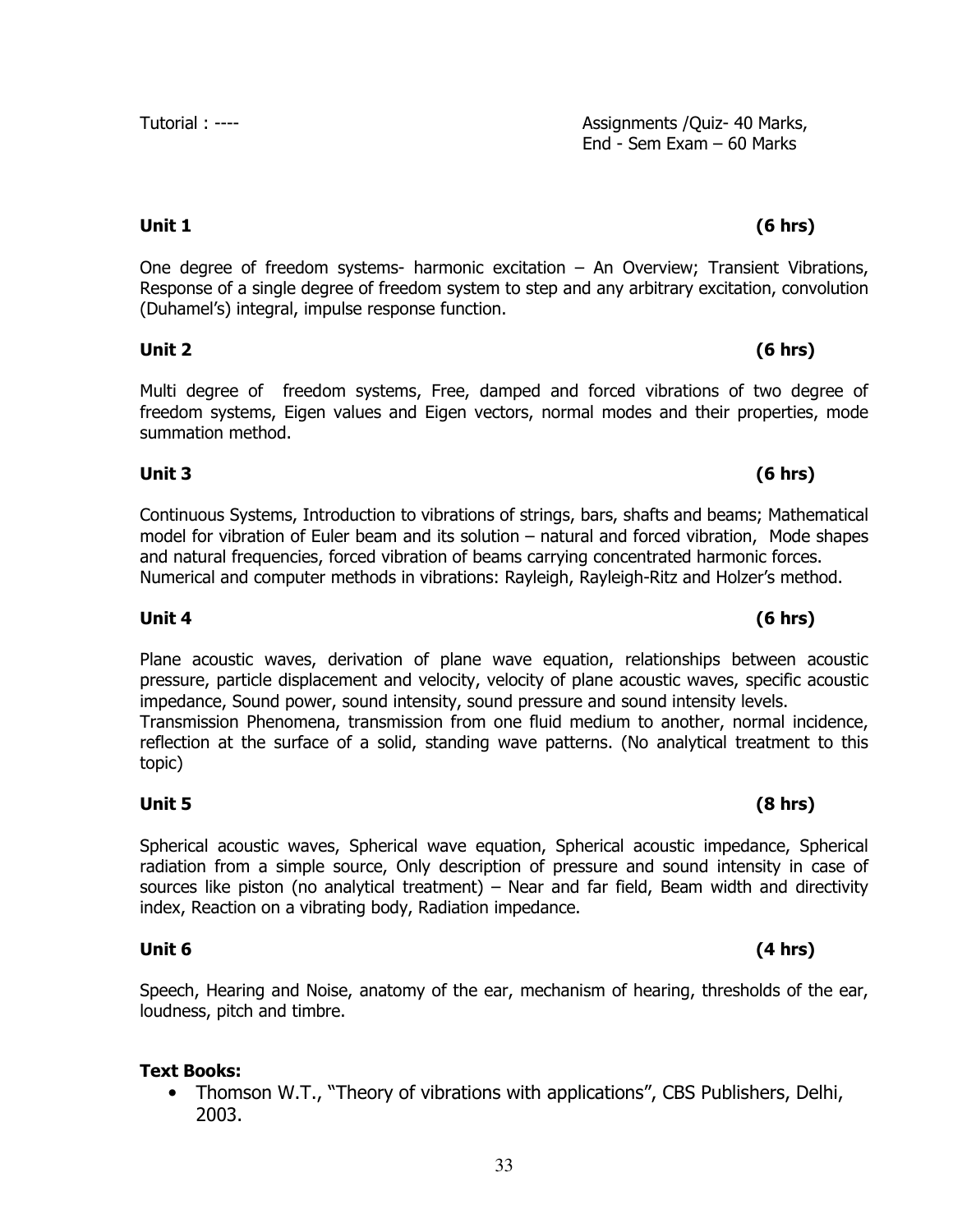Tutorial : ---- Assignments /Quiz- 40 Marks, End - Sem Exam – 60 Marks

**Unit 1** **(6 hrs)**

One degree of freedom systems- harmonic excitation – An Overview; Transient Vibrations, Response of a single degree of freedom system to step and any arbitrary excitation, convolution (Duhamel's) integral, impulse response function.

**Unit 2** **(6 hrs)**

Multi degree of freedom systems, Free, damped and forced vibrations of two degree of freedom systems, Eigen values and Eigen vectors, normal modes and their properties, mode summation method.

**Unit 3** **(6 hrs)**

Continuous Systems, Introduction to vibrations of strings, bars, shafts and beams; Mathematical model for vibration of Euler beam and its solution – natural and forced vibration, Mode shapes and natural frequencies, forced vibration of beams carrying concentrated harmonic forces. Numerical and computer methods in vibrations: Rayleigh, Rayleigh-Ritz and Holzer's method.

**Unit 4** **(6 hrs)**

Plane acoustic waves, derivation of plane wave equation, relationships between acoustic pressure, particle displacement and velocity, velocity of plane acoustic waves, specific acoustic impedance, Sound power, sound intensity, sound pressure and sound intensity levels.
Transmission Phenomena, transmission from one fluid medium to another, normal incidence, reflection at the surface of a solid, standing wave patterns. (No analytical treatment to this topic)

**Unit 5** **(8 hrs)**

Spherical acoustic waves, Spherical wave equation, Spherical acoustic impedance, Spherical radiation from a simple source, Only description of pressure and sound intensity in case of sources like piston (no analytical treatment) – Near and far field, Beam width and directivity index, Reaction on a vibrating body, Radiation impedance.

**Unit 6** **(4 hrs)**

Speech, Hearing and Noise, anatomy of the ear, mechanism of hearing, thresholds of the ear, loudness, pitch and timbre.

**Text Books:**

- Thomson W.T., "Theory of vibrations with applications", CBS Publishers, Delhi, 2003.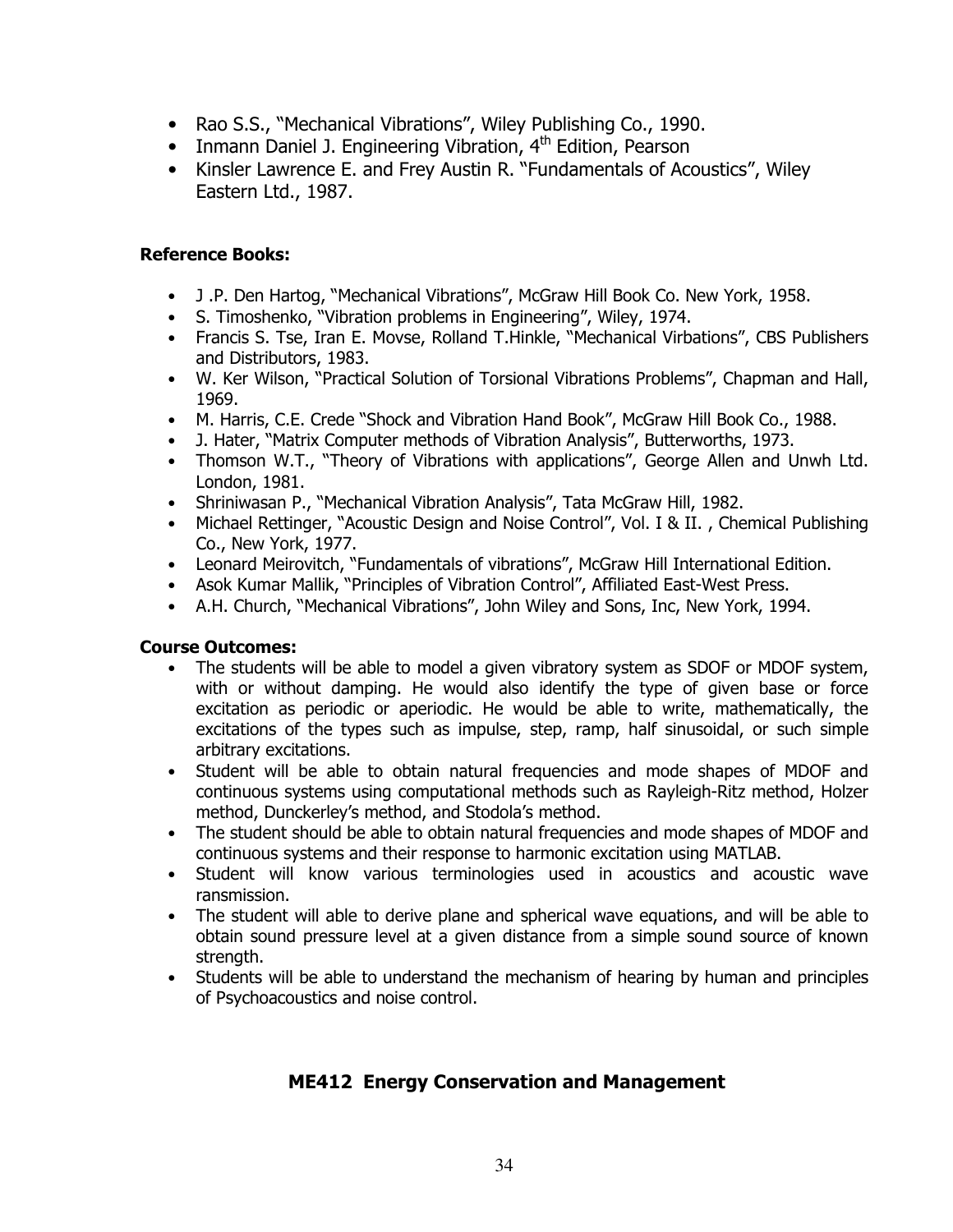- Rao S.S., "Mechanical Vibrations", Wiley Publishing Co., 1990.
- Inmann Daniel J. Engineering Vibration, 4th Edition, Pearson
- Kinsler Lawrence E. and Frey Austin R. "Fundamentals of Acoustics", Wiley Eastern Ltd., 1987.

**Reference Books:**

- J .P. Den Hartog, "Mechanical Vibrations", McGraw Hill Book Co. New York, 1958.
- S. Timoshenko, "Vibration problems in Engineering", Wiley, 1974.
- Francis S. Tse, Iran E. Movse, Rolland T.Hinkle, "Mechanical Virbations", CBS Publishers and Distributors, 1983.
- W. Ker Wilson, "Practical Solution of Torsional Vibrations Problems", Chapman and Hall, 1969.
- M. Harris, C.E. Crede "Shock and Vibration Hand Book", McGraw Hill Book Co., 1988.
- J. Hater, "Matrix Computer methods of Vibration Analysis", Butterworths, 1973.
- Thomson W.T., "Theory of Vibrations with applications", George Allen and Unwh Ltd. London, 1981.
- Shriniwasan P., "Mechanical Vibration Analysis", Tata McGraw Hill, 1982.
- Michael Rettinger, "Acoustic Design and Noise Control", Vol. I & II. , Chemical Publishing Co., New York, 1977.
- Leonard Meirovitch, "Fundamentals of vibrations", McGraw Hill International Edition.
- Asok Kumar Mallik, "Principles of Vibration Control", Affiliated East-West Press.
- A.H. Church, "Mechanical Vibrations", John Wiley and Sons, Inc, New York, 1994.

**Course Outcomes:**

- The students will be able to model a given vibratory system as SDOF or MDOF system, with or without damping. He would also identify the type of given base or force excitation as periodic or aperiodic. He would be able to write, mathematically, the excitations of the types such as impulse, step, ramp, half sinusoidal, or such simple arbitrary excitations.
- Student will be able to obtain natural frequencies and mode shapes of MDOF and continuous systems using computational methods such as Rayleigh-Ritz method, Holzer method, Dunckerley's method, and Stodola's method.
- The student should be able to obtain natural frequencies and mode shapes of MDOF and continuous systems and their response to harmonic excitation using MATLAB.
- Student will know various terminologies used in acoustics and acoustic wave ransmission.
- The student will able to derive plane and spherical wave equations, and will be able to obtain sound pressure level at a given distance from a simple sound source of known strength.
- Students will be able to understand the mechanism of hearing by human and principles of Psychoacoustics and noise control.

## ME412 Energy Conservation and Management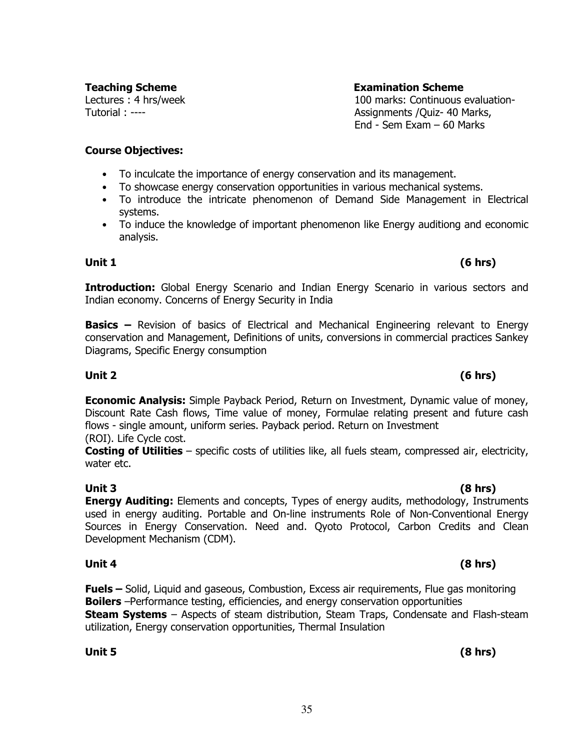**Teaching Scheme**

Lectures : 4 hrs/week

Tutorial : ----

**Examination Scheme**

100 marks: Continuous evaluation-
Assignments /Quiz- 40 Marks,
End - Sem Exam – 60 Marks

**Course Objectives:**

- To inculcate the importance of energy conservation and its management.
- To showcase energy conservation opportunities in various mechanical systems.
- To introduce the intricate phenomenon of Demand Side Management in Electrical systems.
- To induce the knowledge of important phenomenon like Energy auditiong and economic analysis.

**Unit 1 (6 hrs)**

**Introduction:** Global Energy Scenario and Indian Energy Scenario in various sectors and Indian economy. Concerns of Energy Security in India

**Basics –** Revision of basics of Electrical and Mechanical Engineering relevant to Energy conservation and Management, Definitions of units, conversions in commercial practices Sankey Diagrams, Specific Energy consumption

**Unit 2 (6 hrs)**

**Economic Analysis:** Simple Payback Period, Return on Investment, Dynamic value of money, Discount Rate Cash flows, Time value of money, Formulae relating present and future cash flows - single amount, uniform series. Payback period. Return on Investment (ROI). Life Cycle cost.

**Costing of Utilities** – specific costs of utilities like, all fuels steam, compressed air, electricity, water etc.

**Unit 3 (8 hrs)**

**Energy Auditing:** Elements and concepts, Types of energy audits, methodology, Instruments used in energy auditing. Portable and On-line instruments Role of Non-Conventional Energy Sources in Energy Conservation. Need and. Qyoto Protocol, Carbon Credits and Clean Development Mechanism (CDM).

**Unit 4 (8 hrs)**

**Fuels –** Solid, Liquid and gaseous, Combustion, Excess air requirements, Flue gas monitoring

**Boilers** –Performance testing, efficiencies, and energy conservation opportunities

**Steam Systems** – Aspects of steam distribution, Steam Traps, Condensate and Flash-steam utilization, Energy conservation opportunities, Thermal Insulation

**Unit 5 (8 hrs)**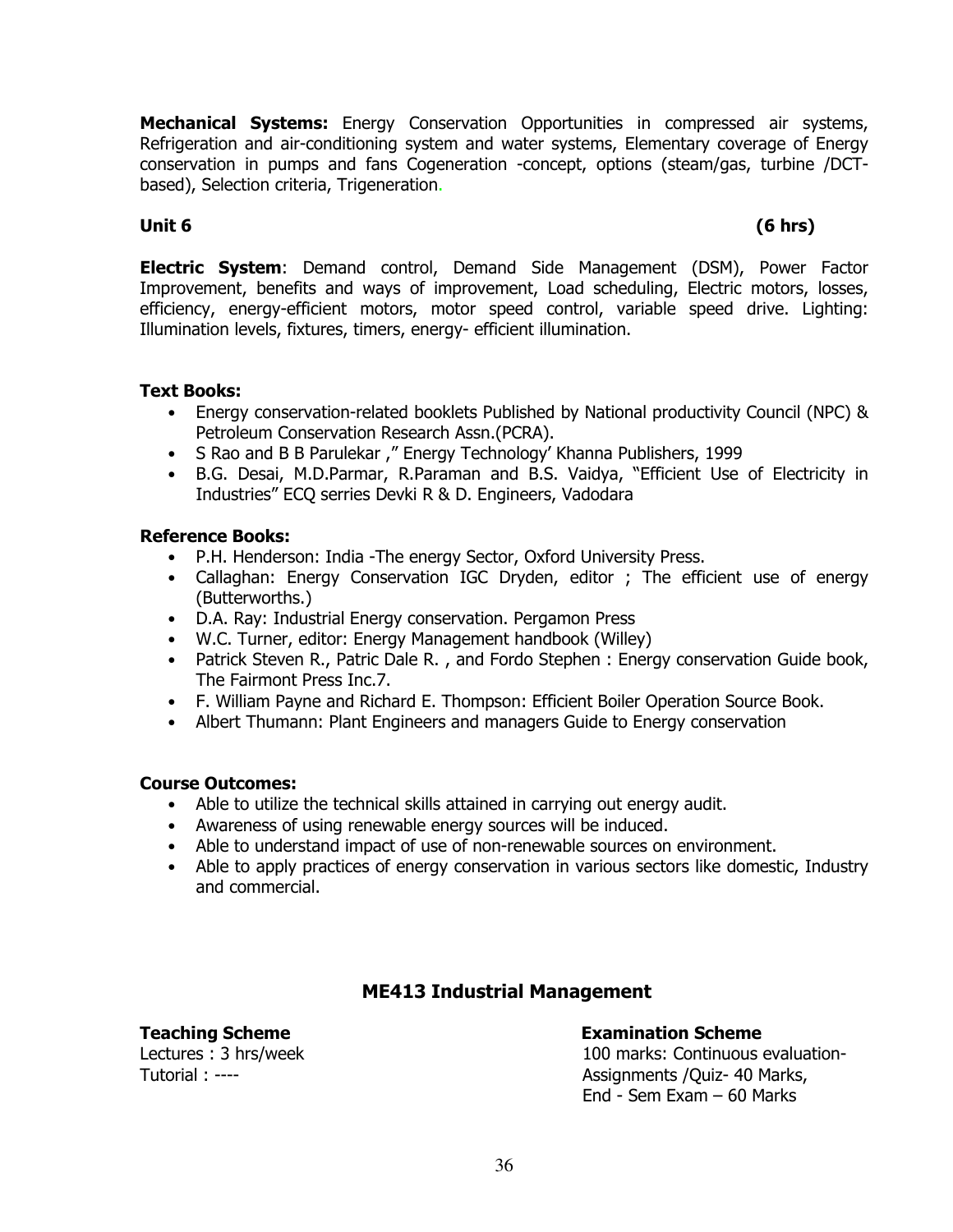**Mechanical Systems:** Energy Conservation Opportunities in compressed air systems, Refrigeration and air-conditioning system and water systems, Elementary coverage of Energy conservation in pumps and fans Cogeneration -concept, options (steam/gas, turbine /DCT-based), Selection criteria, Trigeneration.

**Unit 6 (6 hrs)**

**Electric System**: Demand control, Demand Side Management (DSM), Power Factor Improvement, benefits and ways of improvement, Load scheduling, Electric motors, losses, efficiency, energy-efficient motors, motor speed control, variable speed drive. Lighting: Illumination levels, fixtures, timers, energy- efficient illumination.

**Text Books:**

- Energy conservation-related booklets Published by National productivity Council (NPC) & Petroleum Conservation Research Assn.(PCRA).
- S Rao and B B Parulekar ," Energy Technology' Khanna Publishers, 1999
- B.G. Desai, M.D.Parmar, R.Paraman and B.S. Vaidya, "Efficient Use of Electricity in Industries" ECQ serries Devki R & D. Engineers, Vadodara

**Reference Books:**

- P.H. Henderson: India -The energy Sector, Oxford University Press.
- Callaghan: Energy Conservation IGC Dryden, editor ; The efficient use of energy (Butterworths.)
- D.A. Ray: Industrial Energy conservation. Pergamon Press
- W.C. Turner, editor: Energy Management handbook (Willey)
- Patrick Steven R., Patric Dale R. , and Fordo Stephen : Energy conservation Guide book, The Fairmont Press Inc.7.
- F. William Payne and Richard E. Thompson: Efficient Boiler Operation Source Book.
- Albert Thumann: Plant Engineers and managers Guide to Energy conservation

**Course Outcomes:**

- Able to utilize the technical skills attained in carrying out energy audit.
- Awareness of using renewable energy sources will be induced.
- Able to understand impact of use of non-renewable sources on environment.
- Able to apply practices of energy conservation in various sectors like domestic, Industry and commercial.

## ME413 Industrial Management

**Teaching Scheme**
Lectures : 3 hrs/week
Tutorial : ----

**Examination Scheme**
100 marks: Continuous evaluation-
Assignments /Quiz- 40 Marks,
End - Sem Exam – 60 Marks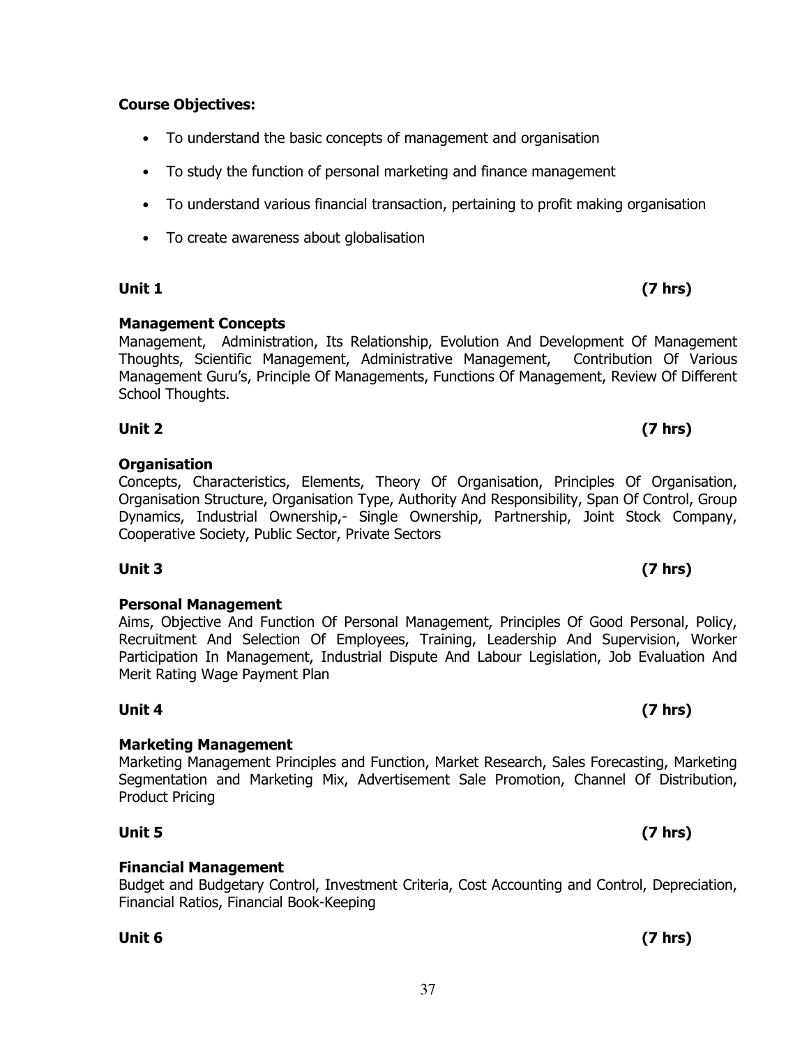**Course Objectives:**

- To understand the basic concepts of management and organisation
- To study the function of personal marketing and finance management
- To understand various financial transaction, pertaining to profit making organisation
- To create awareness about globalisation

**Unit 1** **(7 hrs)**

**Management Concepts**

Management, Administration, Its Relationship, Evolution And Development Of Management Thoughts, Scientific Management, Administrative Management, Contribution Of Various Management Guru's, Principle Of Managements, Functions Of Management, Review Of Different School Thoughts.

**Unit 2** **(7 hrs)**

**Organisation**

Concepts, Characteristics, Elements, Theory Of Organisation, Principles Of Organisation, Organisation Structure, Organisation Type, Authority And Responsibility, Span Of Control, Group Dynamics, Industrial Ownership,- Single Ownership, Partnership, Joint Stock Company, Cooperative Society, Public Sector, Private Sectors

**Unit 3** **(7 hrs)**

**Personal Management**

Aims, Objective And Function Of Personal Management, Principles Of Good Personal, Policy, Recruitment And Selection Of Employees, Training, Leadership And Supervision, Worker Participation In Management, Industrial Dispute And Labour Legislation, Job Evaluation And Merit Rating Wage Payment Plan

**Unit 4** **(7 hrs)**

**Marketing Management**

Marketing Management Principles and Function, Market Research, Sales Forecasting, Marketing Segmentation and Marketing Mix, Advertisement Sale Promotion, Channel Of Distribution, Product Pricing

**Unit 5** **(7 hrs)**

**Financial Management**

Budget and Budgetary Control, Investment Criteria, Cost Accounting and Control, Depreciation, Financial Ratios, Financial Book-Keeping

**Unit 6** **(7 hrs)**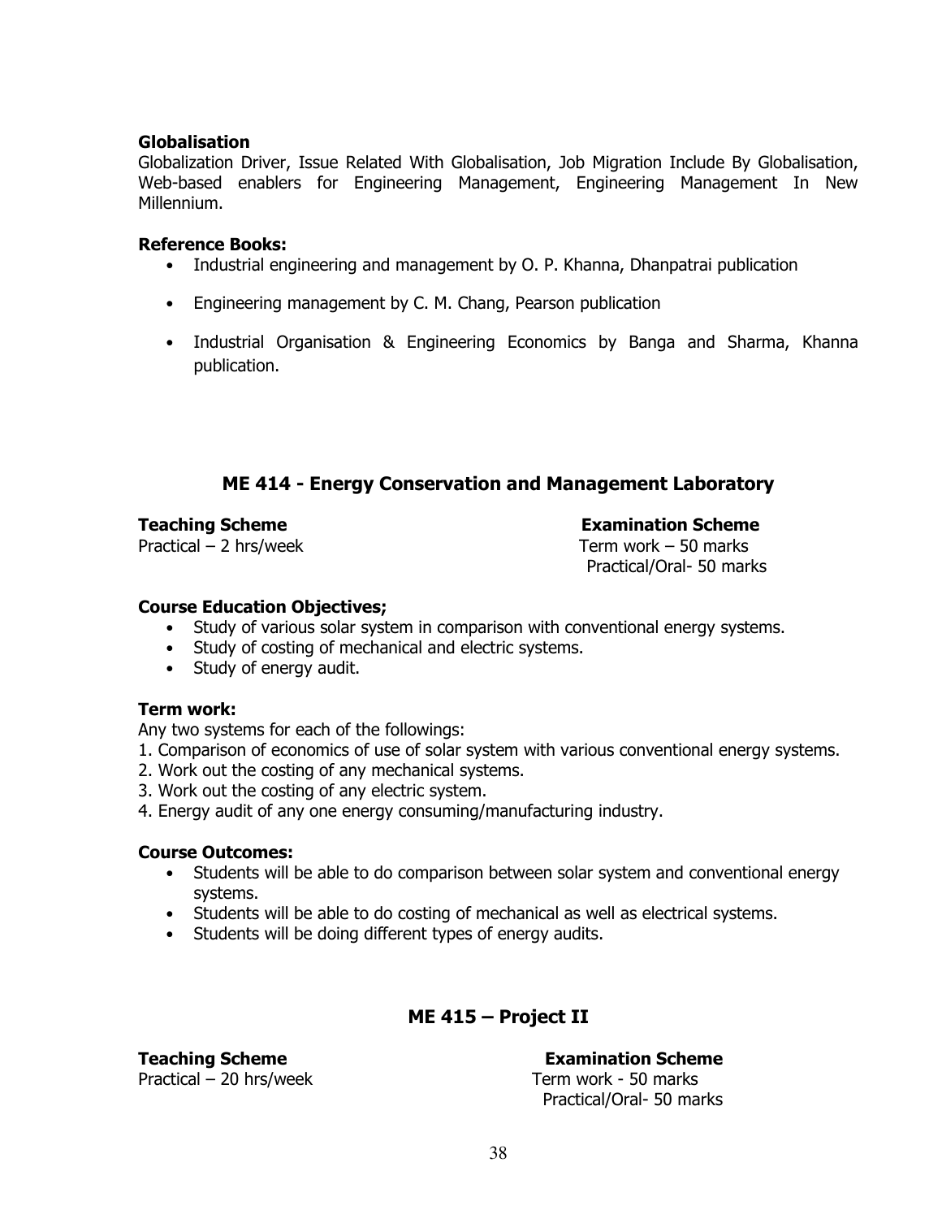**Globalisation**

Globalization Driver, Issue Related With Globalisation, Job Migration Include By Globalisation, Web-based enablers for Engineering Management, Engineering Management In New Millennium.

**Reference Books:**

- Industrial engineering and management by O. P. Khanna, Dhanpatrai publication
- Engineering management by C. M. Chang, Pearson publication
- Industrial Organisation & Engineering Economics by Banga and Sharma, Khanna publication.

## ME 414 - Energy Conservation and Management Laboratory

| **Teaching Scheme** | **Examination Scheme** |
| --- | --- |
| Practical – 2 hrs/week | Term work – 50 marks |
| | Practical/Oral- 50 marks |

**Course Education Objectives;**

- Study of various solar system in comparison with conventional energy systems.
- Study of costing of mechanical and electric systems.
- Study of energy audit.

**Term work:**

Any two systems for each of the followings:

1. Comparison of economics of use of solar system with various conventional energy systems.
2. Work out the costing of any mechanical systems.
3. Work out the costing of any electric system.
4. Energy audit of any one energy consuming/manufacturing industry.

**Course Outcomes:**

- Students will be able to do comparison between solar system and conventional energy systems.
- Students will be able to do costing of mechanical as well as electrical systems.
- Students will be doing different types of energy audits.

## ME 415 – Project II

| **Teaching Scheme** | **Examination Scheme** |
| --- | --- |
| Practical – 20 hrs/week | Term work - 50 marks |
| | Practical/Oral- 50 marks |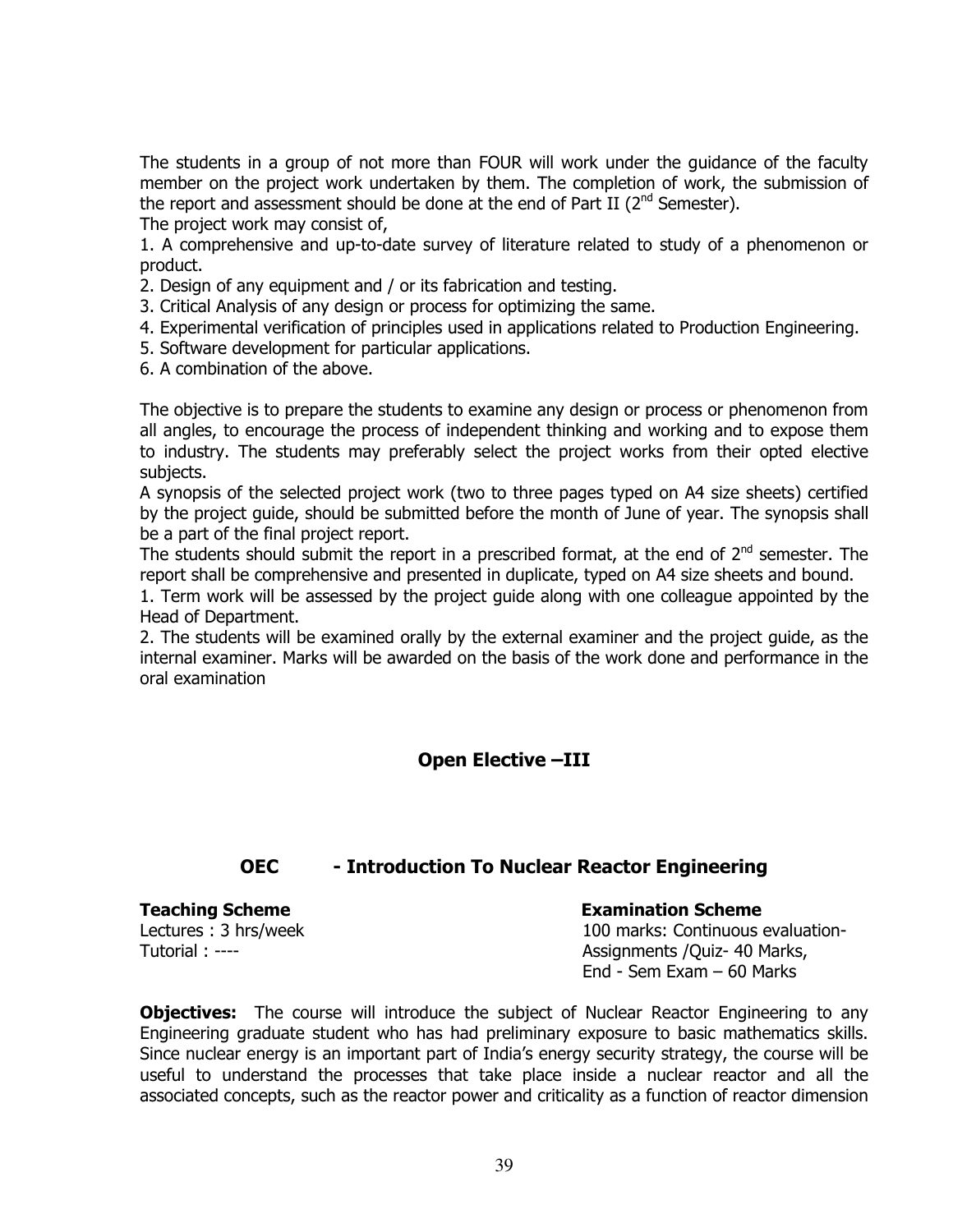The students in a group of not more than FOUR will work under the guidance of the faculty member on the project work undertaken by them. The completion of work, the submission of the report and assessment should be done at the end of Part II ($2^{nd}$ Semester).

The project work may consist of,

1. A comprehensive and up-to-date survey of literature related to study of a phenomenon or product.
2. Design of any equipment and / or its fabrication and testing.
3. Critical Analysis of any design or process for optimizing the same.
4. Experimental verification of principles used in applications related to Production Engineering.
5. Software development for particular applications.
6. A combination of the above.

The objective is to prepare the students to examine any design or process or phenomenon from all angles, to encourage the process of independent thinking and working and to expose them to industry. The students may preferably select the project works from their opted elective subjects.

A synopsis of the selected project work (two to three pages typed on A4 size sheets) certified by the project guide, should be submitted before the month of June of year. The synopsis shall be a part of the final project report.

The students should submit the report in a prescribed format, at the end of $2^{nd}$ semester. The report shall be comprehensive and presented in duplicate, typed on A4 size sheets and bound.

1. Term work will be assessed by the project guide along with one colleague appointed by the Head of Department.
2. The students will be examined orally by the external examiner and the project guide, as the internal examiner. Marks will be awarded on the basis of the work done and performance in the oral examination

## Open Elective –III

### OEC - Introduction To Nuclear Reactor Engineering

| **Teaching Scheme** | **Examination Scheme** |
|---|---|
| Lectures : 3 hrs/week | 100 marks: Continuous evaluation- |
| Tutorial : ---- | Assignments /Quiz- 40 Marks, |
| | End - Sem Exam – 60 Marks |

**Objectives:** The course will introduce the subject of Nuclear Reactor Engineering to any Engineering graduate student who has had preliminary exposure to basic mathematics skills. Since nuclear energy is an important part of India's energy security strategy, the course will be useful to understand the processes that take place inside a nuclear reactor and all the associated concepts, such as the reactor power and criticality as a function of reactor dimension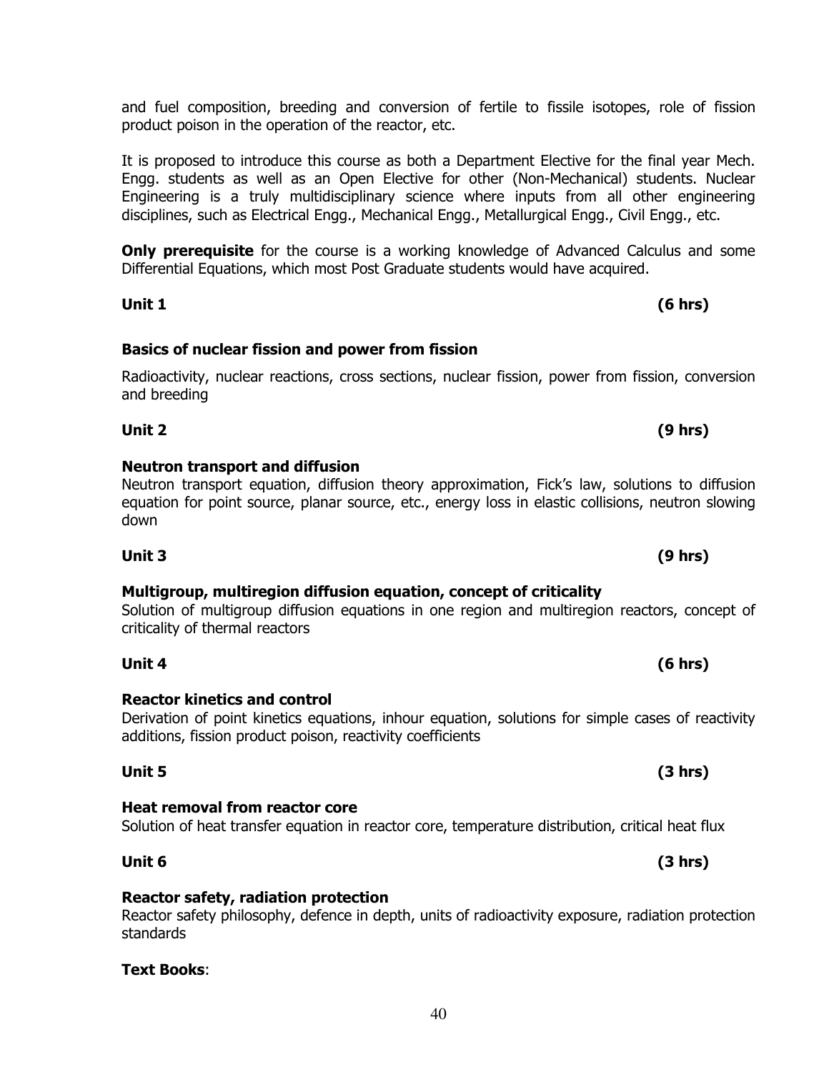and fuel composition, breeding and conversion of fertile to fissile isotopes, role of fission product poison in the operation of the reactor, etc.

It is proposed to introduce this course as both a Department Elective for the final year Mech. Engg. students as well as an Open Elective for other (Non-Mechanical) students. Nuclear Engineering is a truly multidisciplinary science where inputs from all other engineering disciplines, such as Electrical Engg., Mechanical Engg., Metallurgical Engg., Civil Engg., etc.

**Only prerequisite** for the course is a working knowledge of Advanced Calculus and some Differential Equations, which most Post Graduate students would have acquired.

**Unit 1** **(6 hrs)**

**Basics of nuclear fission and power from fission**

Radioactivity, nuclear reactions, cross sections, nuclear fission, power from fission, conversion and breeding

**Unit 2** **(9 hrs)**

**Neutron transport and diffusion**

Neutron transport equation, diffusion theory approximation, Fick's law, solutions to diffusion equation for point source, planar source, etc., energy loss in elastic collisions, neutron slowing down

**Unit 3** **(9 hrs)**

**Multigroup, multiregion diffusion equation, concept of criticality**

Solution of multigroup diffusion equations in one region and multiregion reactors, concept of criticality of thermal reactors

**Unit 4** **(6 hrs)**

**Reactor kinetics and control**

Derivation of point kinetics equations, inhour equation, solutions for simple cases of reactivity additions, fission product poison, reactivity coefficients

**Unit 5** **(3 hrs)**

**Heat removal from reactor core**

Solution of heat transfer equation in reactor core, temperature distribution, critical heat flux

**Unit 6** **(3 hrs)**

**Reactor safety, radiation protection**

Reactor safety philosophy, defence in depth, units of radioactivity exposure, radiation protection standards

**Text Books**: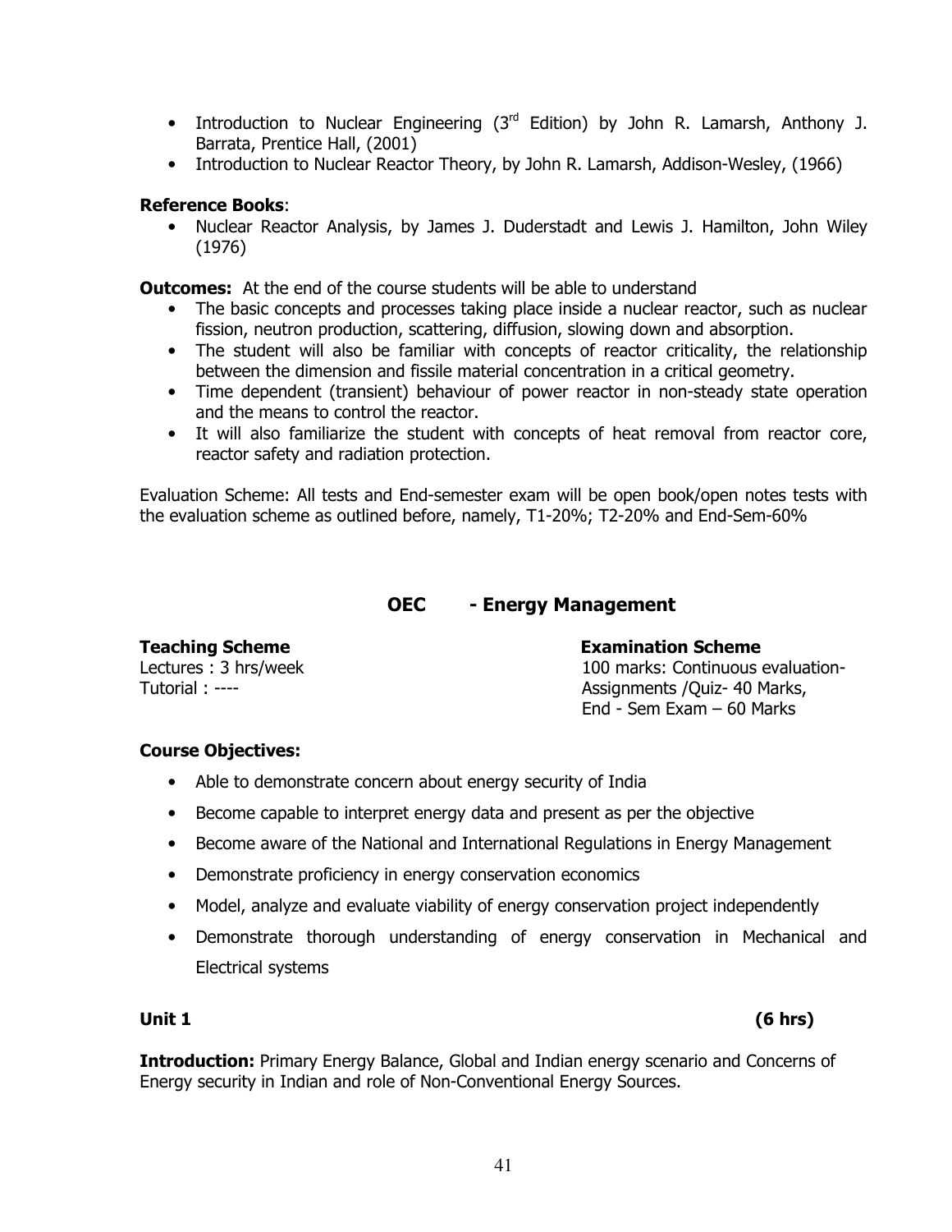- Introduction to Nuclear Engineering (3rd Edition) by John R. Lamarsh, Anthony J. Barrata, Prentice Hall, (2001)
- Introduction to Nuclear Reactor Theory, by John R. Lamarsh, Addison-Wesley, (1966)

**Reference Books**:

- Nuclear Reactor Analysis, by James J. Duderstadt and Lewis J. Hamilton, John Wiley (1976)

**Outcomes:** At the end of the course students will be able to understand

- The basic concepts and processes taking place inside a nuclear reactor, such as nuclear fission, neutron production, scattering, diffusion, slowing down and absorption.
- The student will also be familiar with concepts of reactor criticality, the relationship between the dimension and fissile material concentration in a critical geometry.
- Time dependent (transient) behaviour of power reactor in non-steady state operation and the means to control the reactor.
- It will also familiarize the student with concepts of heat removal from reactor core, reactor safety and radiation protection.

Evaluation Scheme: All tests and End-semester exam will be open book/open notes tests with the evaluation scheme as outlined before, namely, T1-20%; T2-20% and End-Sem-60%

## OEC - Energy Management

| **Teaching Scheme** | **Examination Scheme** |
|---|---|
| Lectures : 3 hrs/week | 100 marks: Continuous evaluation-Assignments /Quiz- 40 Marks, |
| Tutorial : ---- | End - Sem Exam – 60 Marks |

**Course Objectives:**

- Able to demonstrate concern about energy security of India
- Become capable to interpret energy data and present as per the objective
- Become aware of the National and International Regulations in Energy Management
- Demonstrate proficiency in energy conservation economics
- Model, analyze and evaluate viability of energy conservation project independently
- Demonstrate thorough understanding of energy conservation in Mechanical and Electrical systems

**Unit 1** **(6 hrs)**

**Introduction:** Primary Energy Balance, Global and Indian energy scenario and Concerns of Energy security in Indian and role of Non-Conventional Energy Sources.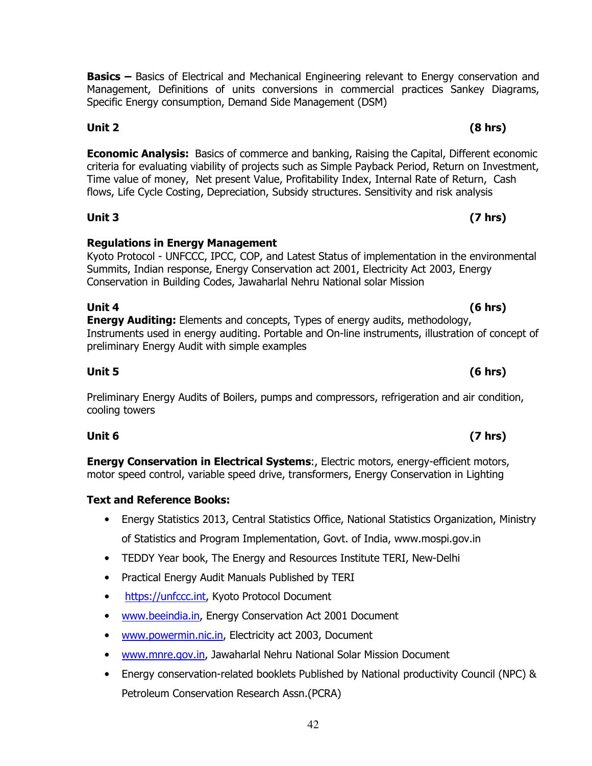**Basics –** Basics of Electrical and Mechanical Engineering relevant to Energy conservation and Management, Definitions of units conversions in commercial practices Sankey Diagrams, Specific Energy consumption, Demand Side Management (DSM)

**Unit 2 (8 hrs)**

**Economic Analysis:** Basics of commerce and banking, Raising the Capital, Different economic criteria for evaluating viability of projects such as Simple Payback Period, Return on Investment, Time value of money, Net present Value, Profitability Index, Internal Rate of Return, Cash flows, Life Cycle Costing, Depreciation, Subsidy structures. Sensitivity and risk analysis

**Unit 3 (7 hrs)**

**Regulations in Energy Management**
Kyoto Protocol - UNFCCC, IPCC, COP, and Latest Status of implementation in the environmental Summits, Indian response, Energy Conservation act 2001, Electricity Act 2003, Energy Conservation in Building Codes, Jawaharlal Nehru National solar Mission

**Unit 4 (6 hrs)**
**Energy Auditing:** Elements and concepts, Types of energy audits, methodology, Instruments used in energy auditing. Portable and On-line instruments, illustration of concept of preliminary Energy Audit with simple examples

**Unit 5 (6 hrs)**

Preliminary Energy Audits of Boilers, pumps and compressors, refrigeration and air condition, cooling towers

**Unit 6 (7 hrs)**

**Energy Conservation in Electrical Systems**:, Electric motors, energy-efficient motors, motor speed control, variable speed drive, transformers, Energy Conservation in Lighting

**Text and Reference Books:**

- Energy Statistics 2013, Central Statistics Office, National Statistics Organization, Ministry of Statistics and Program Implementation, Govt. of India, www.mospi.gov.in
- TEDDY Year book, The Energy and Resources Institute TERI, New-Delhi
- Practical Energy Audit Manuals Published by TERI
- https://unfccc.int, Kyoto Protocol Document
- www.beeindia.in, Energy Conservation Act 2001 Document
- www.powermin.nic.in, Electricity act 2003, Document
- www.mnre.gov.in, Jawaharlal Nehru National Solar Mission Document
- Energy conservation-related booklets Published by National productivity Council (NPC) & Petroleum Conservation Research Assn.(PCRA)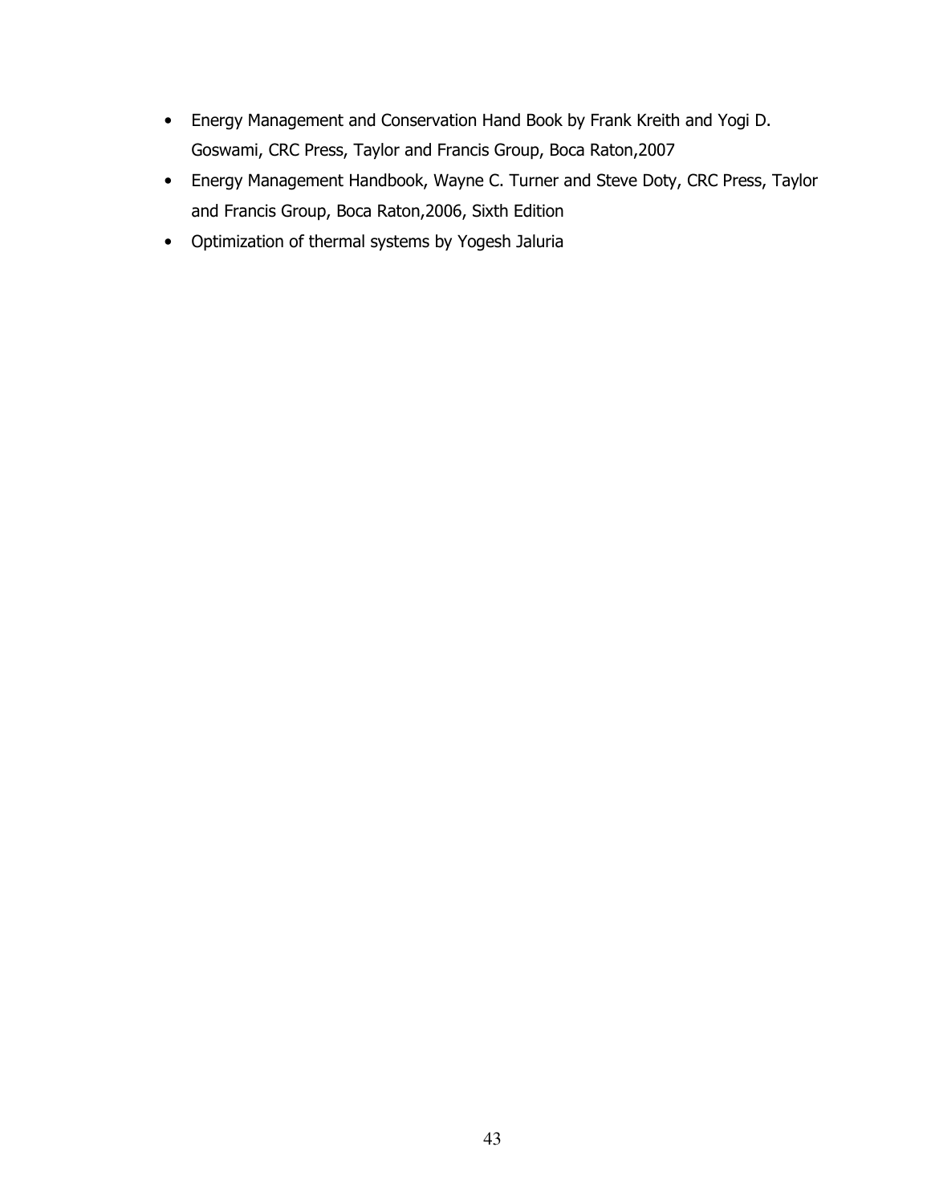- Energy Management and Conservation Hand Book by Frank Kreith and Yogi D. Goswami, CRC Press, Taylor and Francis Group, Boca Raton,2007
- Energy Management Handbook, Wayne C. Turner and Steve Doty, CRC Press, Taylor and Francis Group, Boca Raton,2006, Sixth Edition
- Optimization of thermal systems by Yogesh Jaluria